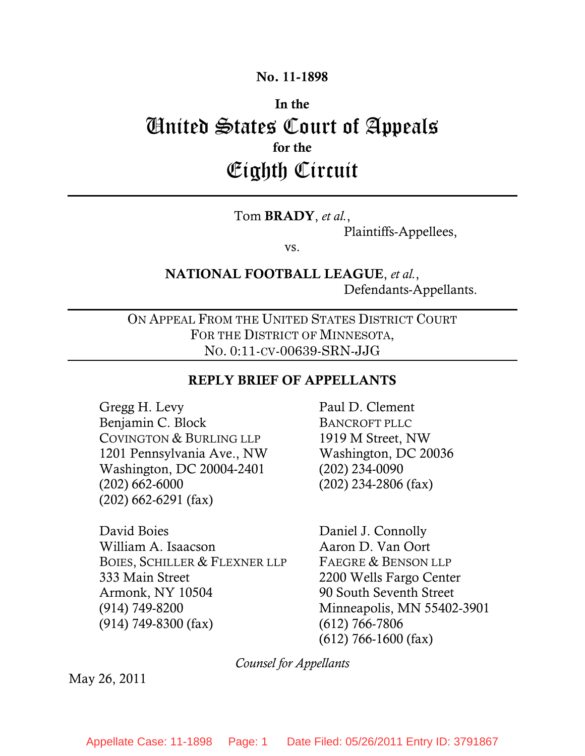**No. 11-1898**

**In the**

# United States Court of Appeals

**for the**

# Eighth Circuit

---

Tom **BRADY**, *et al.*,

Plaintiffs-Appellees,

vs.

**NATIONAL FOOTBALL LEAGUE**, *et al.*,

Defendants-Appellants.

---

ON APPEAL FROM THE UNITED STATES DISTRICT COURT
FOR THE DISTRICT OF MINNESOTA,
NO. 0:11-CV-00639-SRN-JJG

---

**REPLY BRIEF OF APPELLANTS**

Gregg H. Levy
Benjamin C. Block
COVINGTON & BURLING LLP
1201 Pennsylvania Ave., NW
Washington, DC 20004-2401
(202) 662-6000
(202) 662-6291 (fax)

Paul D. Clement
BANCROFT PLLC
1919 M Street, NW
Washington, DC 20036
(202) 234-0090
(202) 234-2806 (fax)

David Boies
William A. Isaacson
BOIES, SCHILLER & FLEXNER LLP
333 Main Street
Armonk, NY 10504
(914) 749-8200
(914) 749-8300 (fax)

Daniel J. Connolly
Aaron D. Van Oort
FAEGRE & BENSON LLP
2200 Wells Fargo Center
90 South Seventh Street
Minneapolis, MN 55402-3901
(612) 766-7806
(612) 766-1600 (fax)

*Counsel for Appellants*

May 26, 2011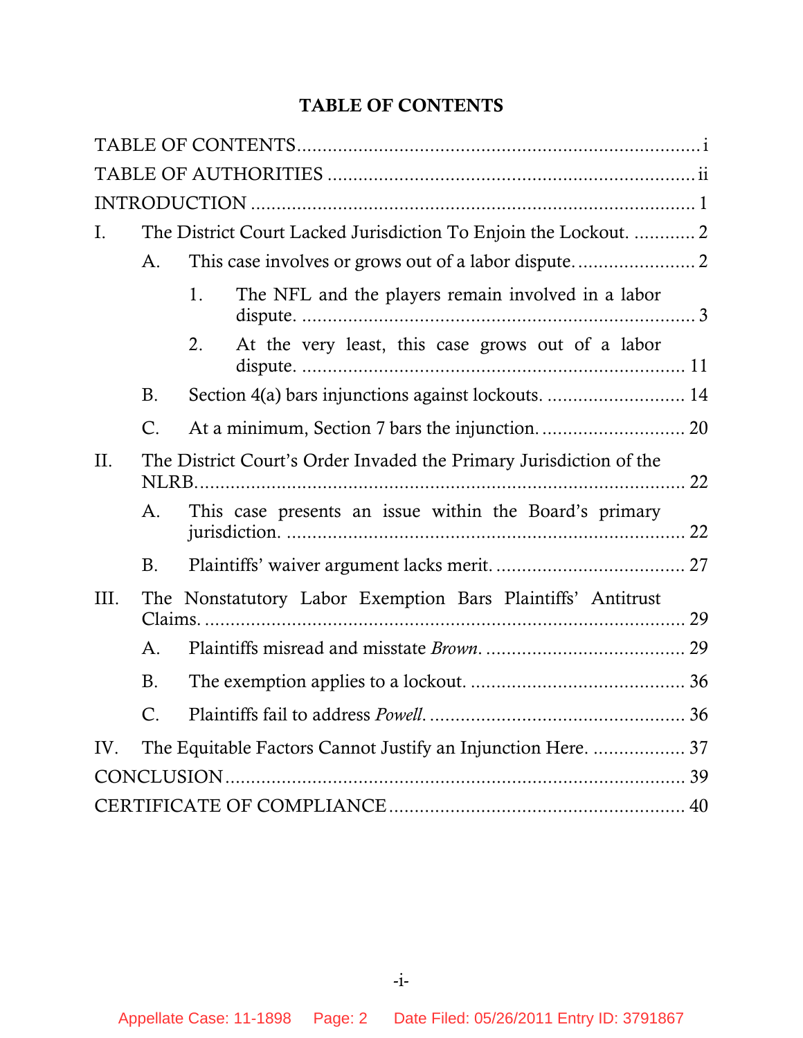# TABLE OF CONTENTS

TABLE OF CONTENTS ........ i

TABLE OF AUTHORITIES ........ ii

INTRODUCTION ........ 1

I. The District Court Lacked Jurisdiction To Enjoin the Lockout. ........ 2

- A. This case involves or grows out of a labor dispute. ........ 2
  - 1. The NFL and the players remain involved in a labor dispute. ........ 3
  - 2. At the very least, this case grows out of a labor dispute. ........ 11
- B. Section 4(a) bars injunctions against lockouts. ........ 14
- C. At a minimum, Section 7 bars the injunction. ........ 20

II. The District Court's Order Invaded the Primary Jurisdiction of the NLRB. ........ 22

- A. This case presents an issue within the Board's primary jurisdiction. ........ 22
- B. Plaintiffs' waiver argument lacks merit. ........ 27

III. The Nonstatutory Labor Exemption Bars Plaintiffs' Antitrust Claims. ........ 29

- A. Plaintiffs misread and misstate *Brown*. ........ 29
- B. The exemption applies to a lockout. ........ 36
- C. Plaintiffs fail to address *Powell*. ........ 36

IV. The Equitable Factors Cannot Justify an Injunction Here. ........ 37

CONCLUSION ........ 39

CERTIFICATE OF COMPLIANCE ........ 40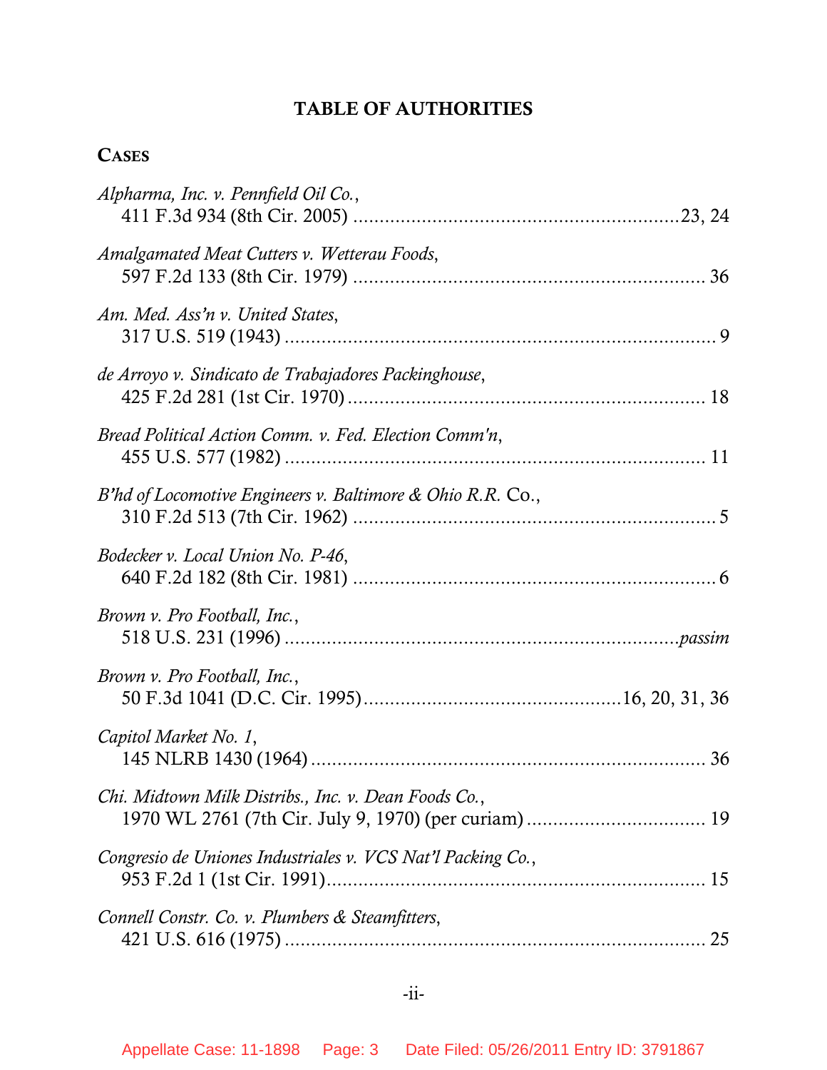# TABLE OF AUTHORITIES

## CASES

*Alpharma, Inc. v. Pennfield Oil Co.*,
411 F.3d 934 (8th Cir. 2005) ....................................................23, 24

*Amalgamated Meat Cutters v. Wetterau Foods*,
597 F.2d 133 (8th Cir. 1979) .................................................... 36

*Am. Med. Ass'n v. United States*,
317 U.S. 519 (1943) .................................................................. 9

*de Arroyo v. Sindicato de Trabajadores Packinghouse*,
425 F.2d 281 (1st Cir. 1970) ..................................................... 18

*Bread Political Action Comm. v. Fed. Election Comm'n*,
455 U.S. 577 (1982) .................................................................. 11

*B'hd of Locomotive Engineers v. Baltimore & Ohio R.R.* Co.,
310 F.2d 513 (7th Cir. 1962) ..................................................... 5

*Bodecker v. Local Union No. P-46*,
640 F.2d 182 (8th Cir. 1981) ..................................................... 6

*Brown v. Pro Football, Inc.*,
518 U.S. 231 (1996) .......................................................... *passim*

*Brown v. Pro Football, Inc.*,
50 F.3d 1041 (D.C. Cir. 1995).......................................16, 20, 31, 36

*Capitol Market No. 1*,
145 NLRB 1430 (1964) ............................................................. 36

*Chi. Midtown Milk Distribs., Inc. v. Dean Foods Co.*,
1970 WL 2761 (7th Cir. July 9, 1970) (per curiam) .......................... 19

*Congresio de Uniones Industriales v. VCS Nat'l Packing Co.*,
953 F.2d 1 (1st Cir. 1991)........................................................... 15

*Connell Constr. Co. v. Plumbers & Steamfitters*,
421 U.S. 616 (1975) .................................................................. 25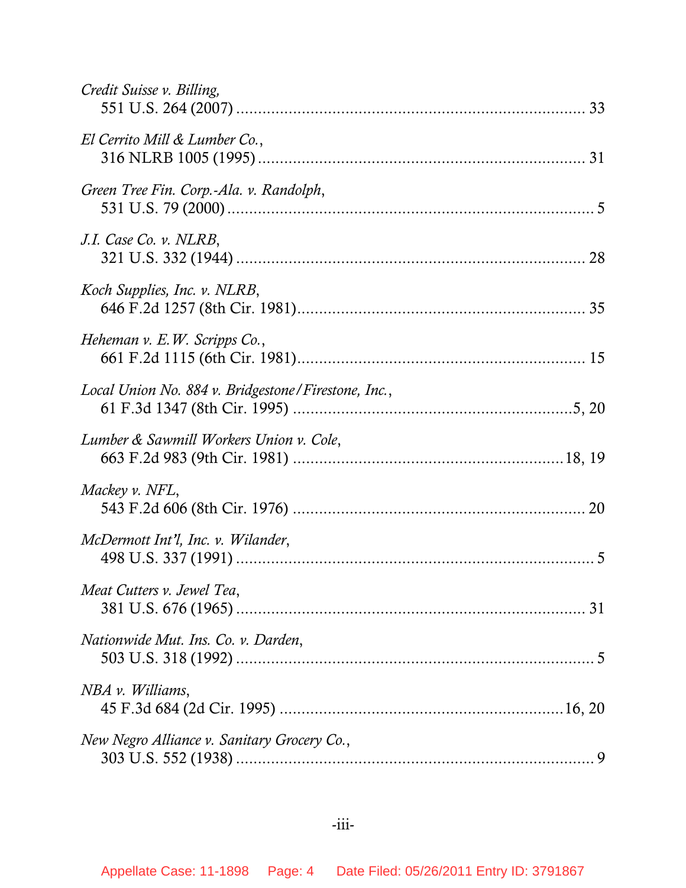*Credit Suisse v. Billing*,
551 U.S. 264 (2007) ................................................................................ 33

*El Cerrito Mill & Lumber Co.*,
316 NLRB 1005 (1995) ............................................................................ 31

*Green Tree Fin. Corp.-Ala. v. Randolph*,
531 U.S. 79 (2000) .................................................................................... 5

*J.I. Case Co. v. NLRB*,
321 U.S. 332 (1944) ................................................................................ 28

*Koch Supplies, Inc. v. NLRB*,
646 F.2d 1257 (8th Cir. 1981) .................................................................. 35

*Heheman v. E.W. Scripps Co.*,
661 F.2d 1115 (6th Cir. 1981) .................................................................. 15

*Local Union No. 884 v. Bridgestone/Firestone, Inc.*,
61 F.3d 1347 (8th Cir. 1995) .................................................................5, 20

*Lumber & Sawmill Workers Union v. Cole*,
663 F.2d 983 (9th Cir. 1981) ..............................................................18, 19

*Mackey v. NFL*,
543 F.2d 606 (8th Cir. 1976) .................................................................. 20

*McDermott Int'l, Inc. v. Wilander*,
498 U.S. 337 (1991) .................................................................................. 5

*Meat Cutters v. Jewel Tea*,
381 U.S. 676 (1965) ................................................................................ 31

*Nationwide Mut. Ins. Co. v. Darden*,
503 U.S. 318 (1992) .................................................................................. 5

*NBA v. Williams*,
45 F.3d 684 (2d Cir. 1995) ..................................................................16, 20

*New Negro Alliance v. Sanitary Grocery Co.*,
303 U.S. 552 (1938) .................................................................................. 9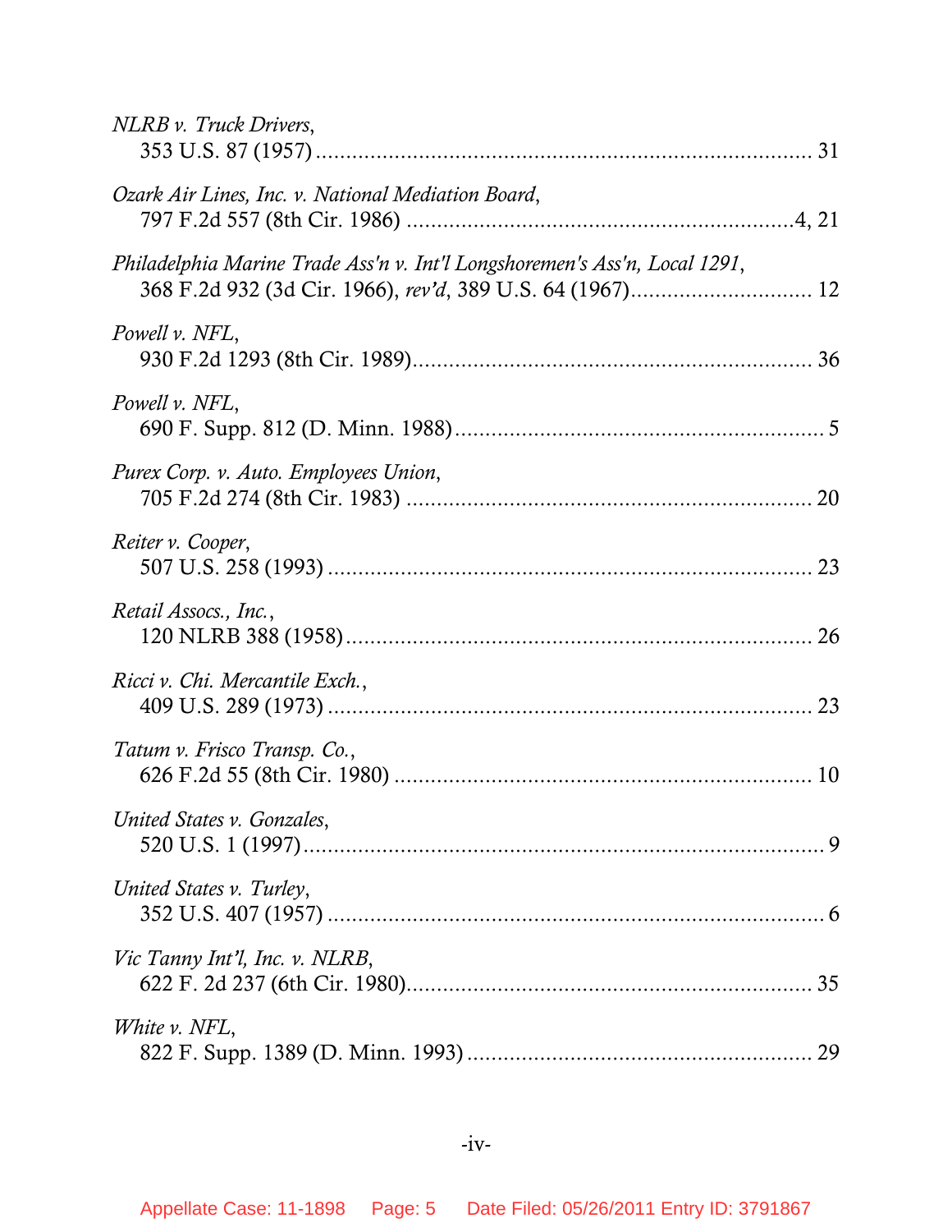*NLRB v. Truck Drivers*,
353 U.S. 87 (1957) ................................................................................ 31

*Ozark Air Lines, Inc. v. National Mediation Board*,
797 F.2d 557 (8th Cir. 1986) ...............................................................4, 21

*Philadelphia Marine Trade Ass'n v. Int'l Longshoremen's Ass'n, Local 1291*,
368 F.2d 932 (3d Cir. 1966), *rev'd*, 389 U.S. 64 (1967)............................. 12

*Powell v. NFL*,
930 F.2d 1293 (8th Cir. 1989)................................................................ 36

*Powell v. NFL*,
690 F. Supp. 812 (D. Minn. 1988)........................................................... 5

*Purex Corp. v. Auto. Employees Union*,
705 F.2d 274 (8th Cir. 1983) ................................................................. 20

*Reiter v. Cooper*,
507 U.S. 258 (1993) .............................................................................. 23

*Retail Assocs., Inc.*,
120 NLRB 388 (1958)............................................................................ 26

*Ricci v. Chi. Mercantile Exch.*,
409 U.S. 289 (1973) .............................................................................. 23

*Tatum v. Frisco Transp. Co.*,
626 F.2d 55 (8th Cir. 1980) ................................................................... 10

*United States v. Gonzales*,
520 U.S. 1 (1997)..................................................................................... 9

*United States v. Turley*,
352 U.S. 407 (1957) ................................................................................. 6

*Vic Tanny Int'l, Inc. v. NLRB*,
622 F. 2d 237 (6th Cir. 1980)................................................................. 35

*White v. NFL*,
822 F. Supp. 1389 (D. Minn. 1993) ....................................................... 29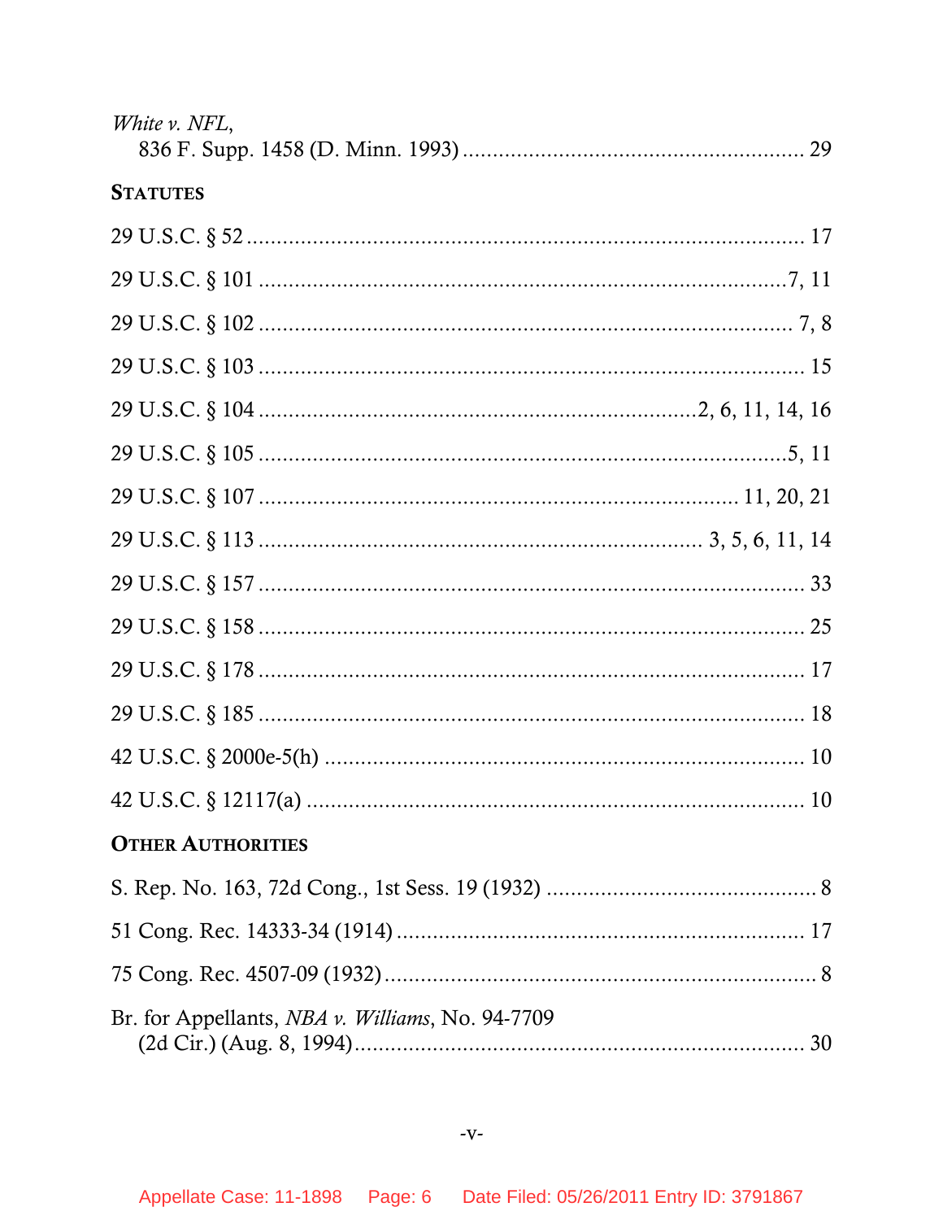*White v. NFL*,
836 F. Supp. 1458 (D. Minn. 1993) ........................................................ 29

**STATUTES**

29 U.S.C. § 52 ................................................................................ 17

29 U.S.C. § 101 ............................................................................7, 11

29 U.S.C. § 102 ............................................................................ 7, 8

29 U.S.C. § 103 ............................................................................... 15

29 U.S.C. § 104 ..........................................................2, 6, 11, 14, 16

29 U.S.C. § 105 ............................................................................5, 11

29 U.S.C. § 107 ...................................................................11, 20, 21

29 U.S.C. § 113 ..........................................................3, 5, 6, 11, 14

29 U.S.C. § 157 ............................................................................... 33

29 U.S.C. § 158 ............................................................................... 25

29 U.S.C. § 178 ............................................................................... 17

29 U.S.C. § 185 ............................................................................... 18

42 U.S.C. § 2000e-5(h) .................................................................... 10

42 U.S.C. § 12117(a) ....................................................................... 10

**OTHER AUTHORITIES**

S. Rep. No. 163, 72d Cong., 1st Sess. 19 (1932) ............................................ 8

51 Cong. Rec. 14333-34 (1914) ...................................................... 17

75 Cong. Rec. 4507-09 (1932) ............................................................ 8

Br. for Appellants, *NBA v. Williams*, No. 94-7709
(2d Cir.) (Aug. 8, 1994) ................................................................. 30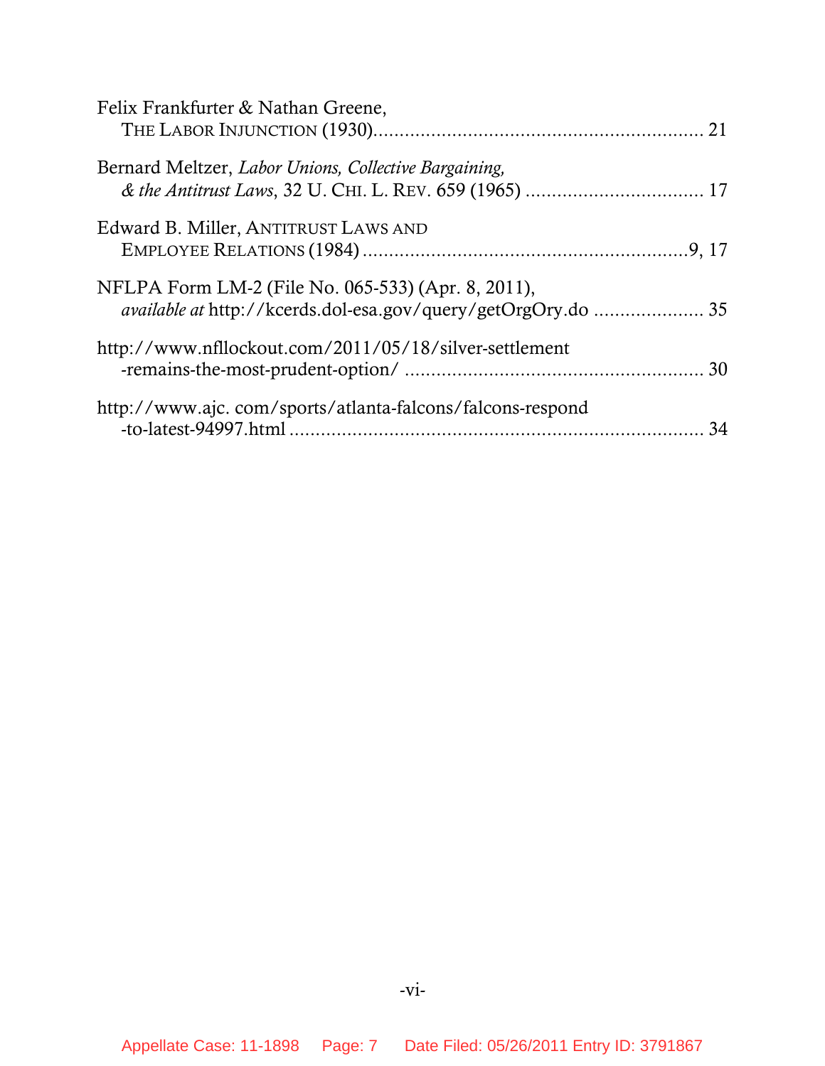Felix Frankfurter & Nathan Greene,
THE LABOR INJUNCTION (1930)............................................................. 21

Bernard Meltzer, *Labor Unions, Collective Bargaining, & the Antitrust Laws*, 32 U. CHI. L. REV. 659 (1965) ................................. 17

Edward B. Miller, ANTITRUST LAWS AND EMPLOYEE RELATIONS (1984) .............................................................9, 17

NFLPA Form LM-2 (File No. 065-533) (Apr. 8, 2011), *available at* http://kcerds.dol-esa.gov/query/getOrgOry.do ..................... 35

http://www.nfllockout.com/2011/05/18/silver-settlement-remains-the-most-prudent-option/ ........................................................ 30

http://www.ajc. com/sports/atlanta-falcons/falcons-respond-to-latest-94997.html ............................................................................... 34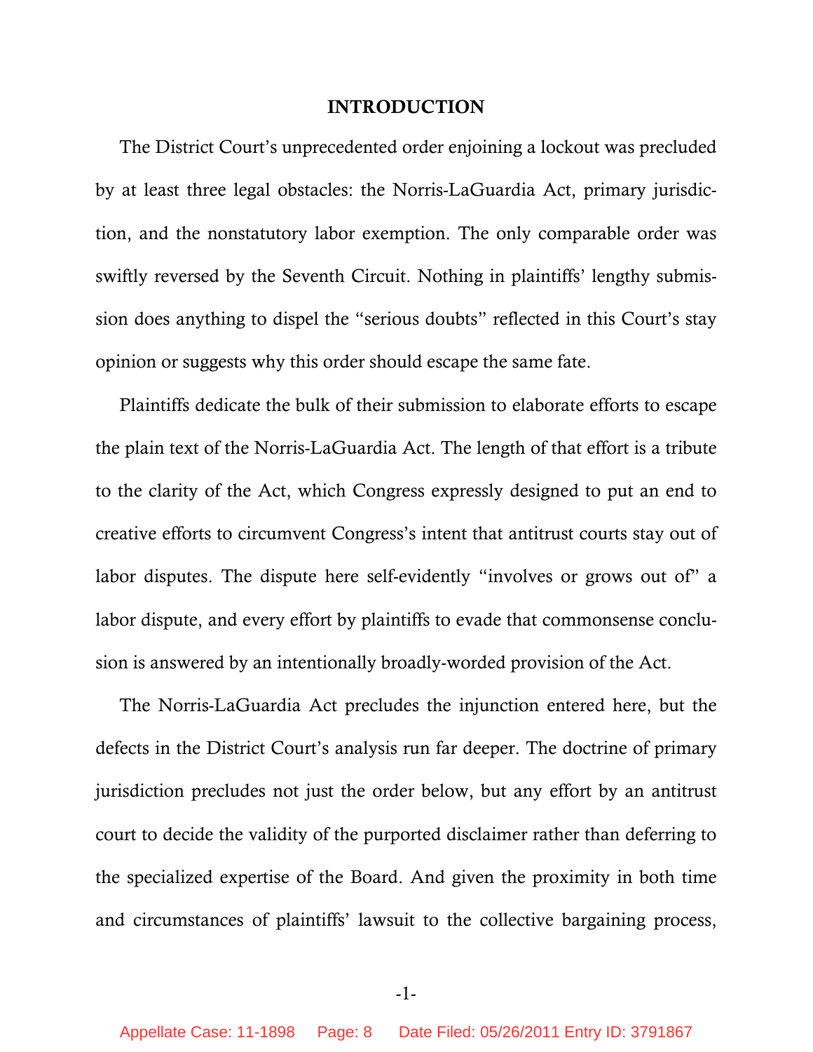## INTRODUCTION

The District Court's unprecedented order enjoining a lockout was precluded by at least three legal obstacles: the Norris-LaGuardia Act, primary jurisdiction, and the nonstatutory labor exemption. The only comparable order was swiftly reversed by the Seventh Circuit. Nothing in plaintiffs' lengthy submission does anything to dispel the "serious doubts" reflected in this Court's stay opinion or suggests why this order should escape the same fate.

Plaintiffs dedicate the bulk of their submission to elaborate efforts to escape the plain text of the Norris-LaGuardia Act. The length of that effort is a tribute to the clarity of the Act, which Congress expressly designed to put an end to creative efforts to circumvent Congress's intent that antitrust courts stay out of labor disputes. The dispute here self-evidently "involves or grows out of" a labor dispute, and every effort by plaintiffs to evade that commonsense conclusion is answered by an intentionally broadly-worded provision of the Act.

The Norris-LaGuardia Act precludes the injunction entered here, but the defects in the District Court's analysis run far deeper. The doctrine of primary jurisdiction precludes not just the order below, but any effort by an antitrust court to decide the validity of the purported disclaimer rather than deferring to the specialized expertise of the Board. And given the proximity in both time and circumstances of plaintiffs' lawsuit to the collective bargaining process,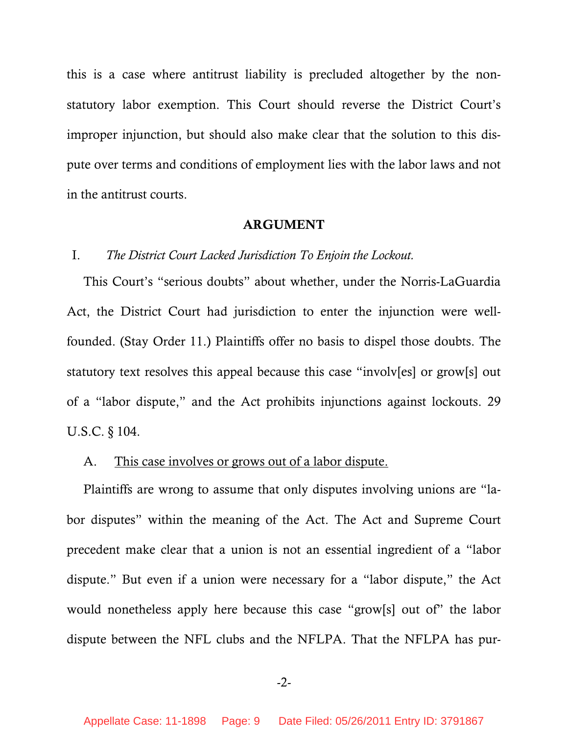this is a case where antitrust liability is precluded altogether by the non-statutory labor exemption. This Court should reverse the District Court's improper injunction, but should also make clear that the solution to this dispute over terms and conditions of employment lies with the labor laws and not in the antitrust courts.

## ARGUMENT

### I. *The District Court Lacked Jurisdiction To Enjoin the Lockout.*

This Court's "serious doubts" about whether, under the Norris-LaGuardia Act, the District Court had jurisdiction to enter the injunction were well-founded. (Stay Order 11.) Plaintiffs offer no basis to dispel those doubts. The statutory text resolves this appeal because this case "involv[es] or grow[s] out of a "labor dispute," and the Act prohibits injunctions against lockouts. 29 U.S.C. § 104.

#### A. <u>This case involves or grows out of a labor dispute.</u>

Plaintiffs are wrong to assume that only disputes involving unions are "labor disputes" within the meaning of the Act. The Act and Supreme Court precedent make clear that a union is not an essential ingredient of a "labor dispute." But even if a union were necessary for a "labor dispute," the Act would nonetheless apply here because this case "grow[s] out of" the labor dispute between the NFL clubs and the NFLPA. That the NFLPA has pur-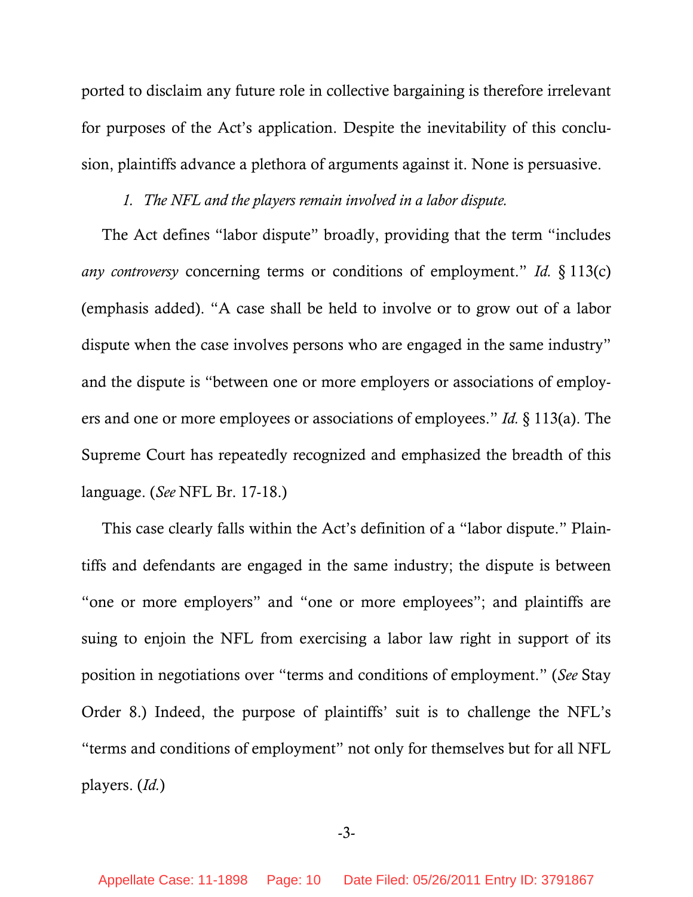ported to disclaim any future role in collective bargaining is therefore irrelevant for purposes of the Act's application. Despite the inevitability of this conclusion, plaintiffs advance a plethora of arguments against it. None is persuasive.

*1. The NFL and the players remain involved in a labor dispute.*

The Act defines "labor dispute" broadly, providing that the term "includes *any controversy* concerning terms or conditions of employment." *Id.* § 113(c) (emphasis added). "A case shall be held to involve or to grow out of a labor dispute when the case involves persons who are engaged in the same industry" and the dispute is "between one or more employers or associations of employers and one or more employees or associations of employees." *Id.* § 113(a). The Supreme Court has repeatedly recognized and emphasized the breadth of this language. (*See* NFL Br. 17-18.)

This case clearly falls within the Act's definition of a "labor dispute." Plaintiffs and defendants are engaged in the same industry; the dispute is between "one or more employers" and "one or more employees"; and plaintiffs are suing to enjoin the NFL from exercising a labor law right in support of its position in negotiations over "terms and conditions of employment." (*See* Stay Order 8.) Indeed, the purpose of plaintiffs' suit is to challenge the NFL's "terms and conditions of employment" not only for themselves but for all NFL players. (*Id.*)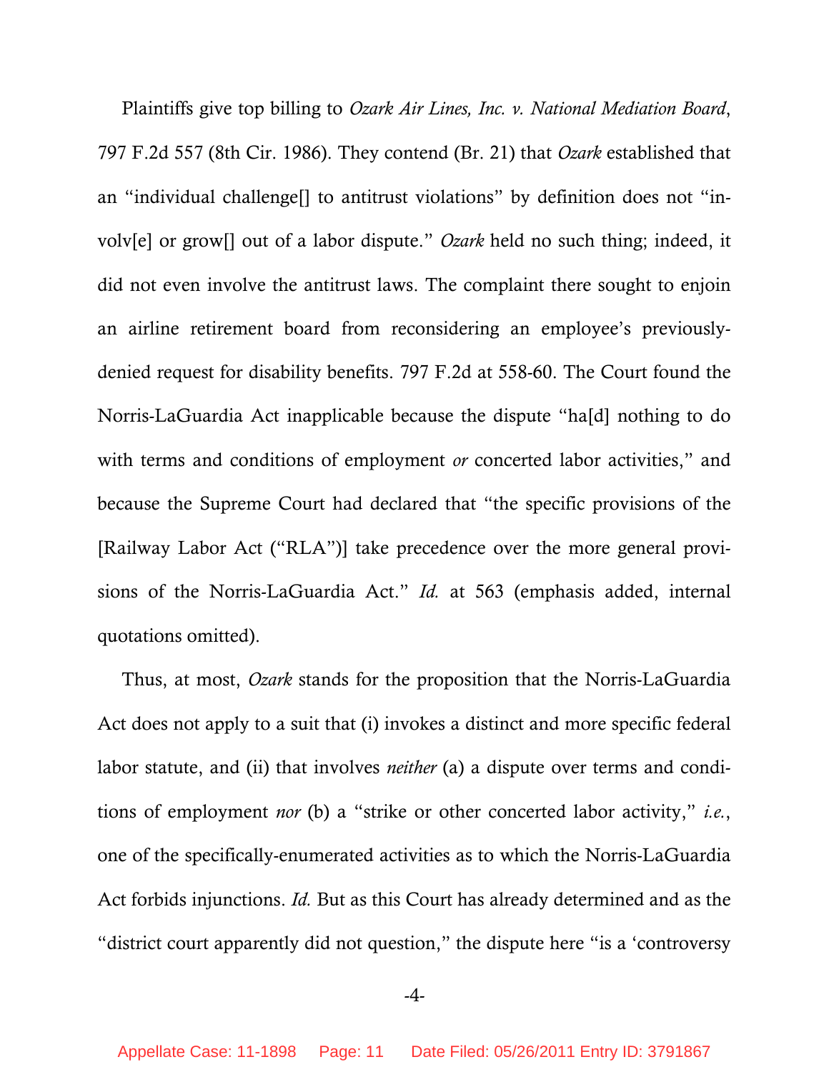Plaintiffs give top billing to *Ozark Air Lines, Inc. v. National Mediation Board*, 797 F.2d 557 (8th Cir. 1986). They contend (Br. 21) that *Ozark* established that an "individual challenge[] to antitrust violations" by definition does not "involv[e] or grow[] out of a labor dispute." *Ozark* held no such thing; indeed, it did not even involve the antitrust laws. The complaint there sought to enjoin an airline retirement board from reconsidering an employee's previously-denied request for disability benefits. 797 F.2d at 558-60. The Court found the Norris-LaGuardia Act inapplicable because the dispute "ha[d] nothing to do with terms and conditions of employment *or* concerted labor activities," and because the Supreme Court had declared that "the specific provisions of the [Railway Labor Act ("RLA")] take precedence over the more general provisions of the Norris-LaGuardia Act." *Id.* at 563 (emphasis added, internal quotations omitted).

Thus, at most, *Ozark* stands for the proposition that the Norris-LaGuardia Act does not apply to a suit that (i) invokes a distinct and more specific federal labor statute, and (ii) that involves *neither* (a) a dispute over terms and conditions of employment *nor* (b) a "strike or other concerted labor activity," *i.e.*, one of the specifically-enumerated activities as to which the Norris-LaGuardia Act forbids injunctions. *Id.* But as this Court has already determined and as the "district court apparently did not question," the dispute here "is a 'controversy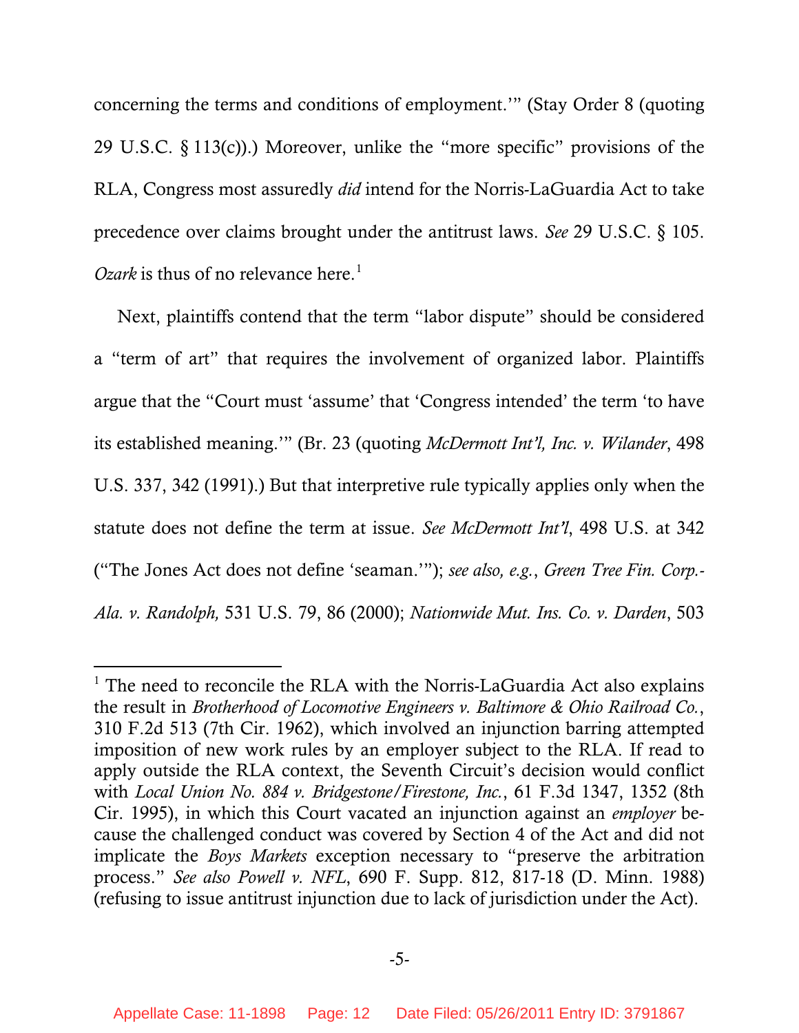concerning the terms and conditions of employment.'" (Stay Order 8 (quoting 29 U.S.C. § 113(c)).) Moreover, unlike the "more specific" provisions of the RLA, Congress most assuredly *did* intend for the Norris-LaGuardia Act to take precedence over claims brought under the antitrust laws. *See* 29 U.S.C. § 105. *Ozark* is thus of no relevance here.[1]

Next, plaintiffs contend that the term "labor dispute" should be considered a "term of art" that requires the involvement of organized labor. Plaintiffs argue that the "Court must 'assume' that 'Congress intended' the term 'to have its established meaning.'" (Br. 23 (quoting *McDermott Int'l, Inc. v. Wilander*, 498 U.S. 337, 342 (1991).) But that interpretive rule typically applies only when the statute does not define the term at issue. *See McDermott Int'l*, 498 U.S. at 342 ("The Jones Act does not define 'seaman.'"); *see also, e.g.*, *Green Tree Fin. Corp.-Ala. v. Randolph,* 531 U.S. 79, 86 (2000); *Nationwide Mut. Ins. Co. v. Darden*, 503

---

[1] The need to reconcile the RLA with the Norris-LaGuardia Act also explains the result in *Brotherhood of Locomotive Engineers v. Baltimore & Ohio Railroad Co.*, 310 F.2d 513 (7th Cir. 1962), which involved an injunction barring attempted imposition of new work rules by an employer subject to the RLA. If read to apply outside the RLA context, the Seventh Circuit's decision would conflict with *Local Union No. 884 v. Bridgestone/Firestone, Inc.*, 61 F.3d 1347, 1352 (8th Cir. 1995), in which this Court vacated an injunction against an *employer* because the challenged conduct was covered by Section 4 of the Act and did not implicate the *Boys Markets* exception necessary to "preserve the arbitration process." *See also Powell v. NFL*, 690 F. Supp. 812, 817-18 (D. Minn. 1988) (refusing to issue antitrust injunction due to lack of jurisdiction under the Act).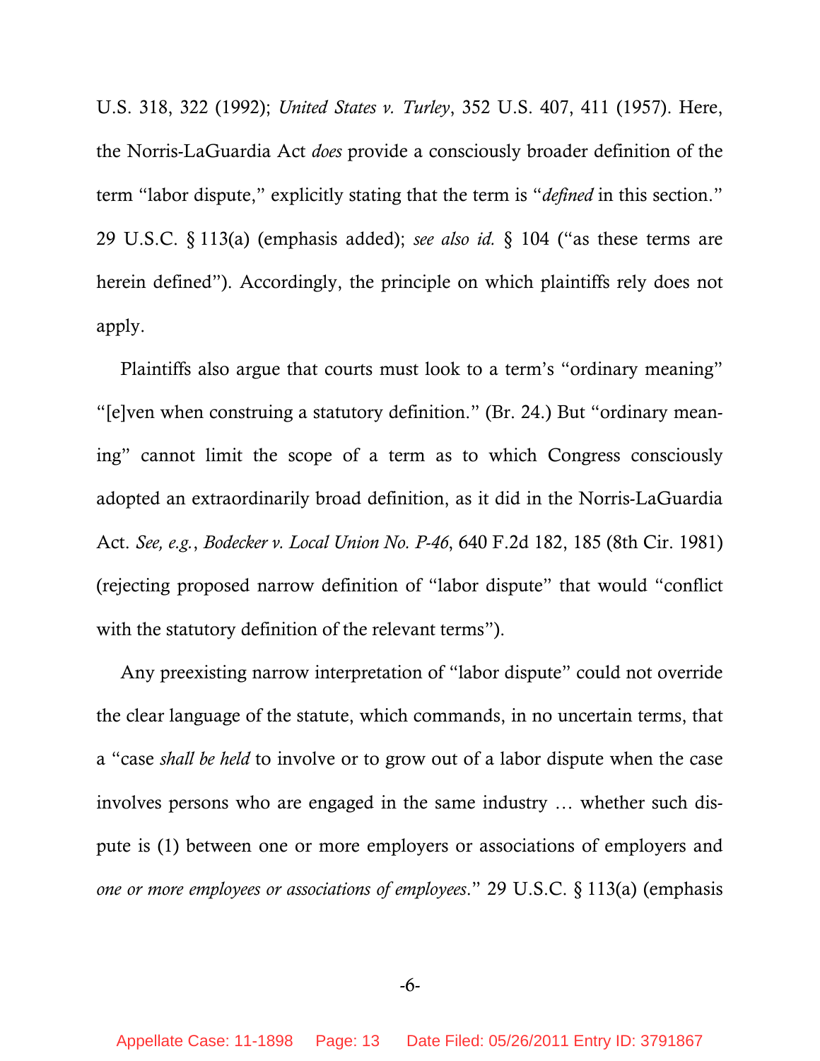U.S. 318, 322 (1992); *United States v. Turley*, 352 U.S. 407, 411 (1957). Here, the Norris-LaGuardia Act *does* provide a consciously broader definition of the term "labor dispute," explicitly stating that the term is "*defined* in this section." 29 U.S.C. § 113(a) (emphasis added); *see also id.* § 104 ("as these terms are herein defined"). Accordingly, the principle on which plaintiffs rely does not apply.

Plaintiffs also argue that courts must look to a term's "ordinary meaning" "[e]ven when construing a statutory definition." (Br. 24.) But "ordinary meaning" cannot limit the scope of a term as to which Congress consciously adopted an extraordinarily broad definition, as it did in the Norris-LaGuardia Act. *See, e.g.*, *Bodecker v. Local Union No. P-46*, 640 F.2d 182, 185 (8th Cir. 1981) (rejecting proposed narrow definition of "labor dispute" that would "conflict with the statutory definition of the relevant terms").

Any preexisting narrow interpretation of "labor dispute" could not override the clear language of the statute, which commands, in no uncertain terms, that a "case *shall be held* to involve or to grow out of a labor dispute when the case involves persons who are engaged in the same industry … whether such dispute is (1) between one or more employers or associations of employers and *one or more employees or associations of employees*." 29 U.S.C. § 113(a) (emphasis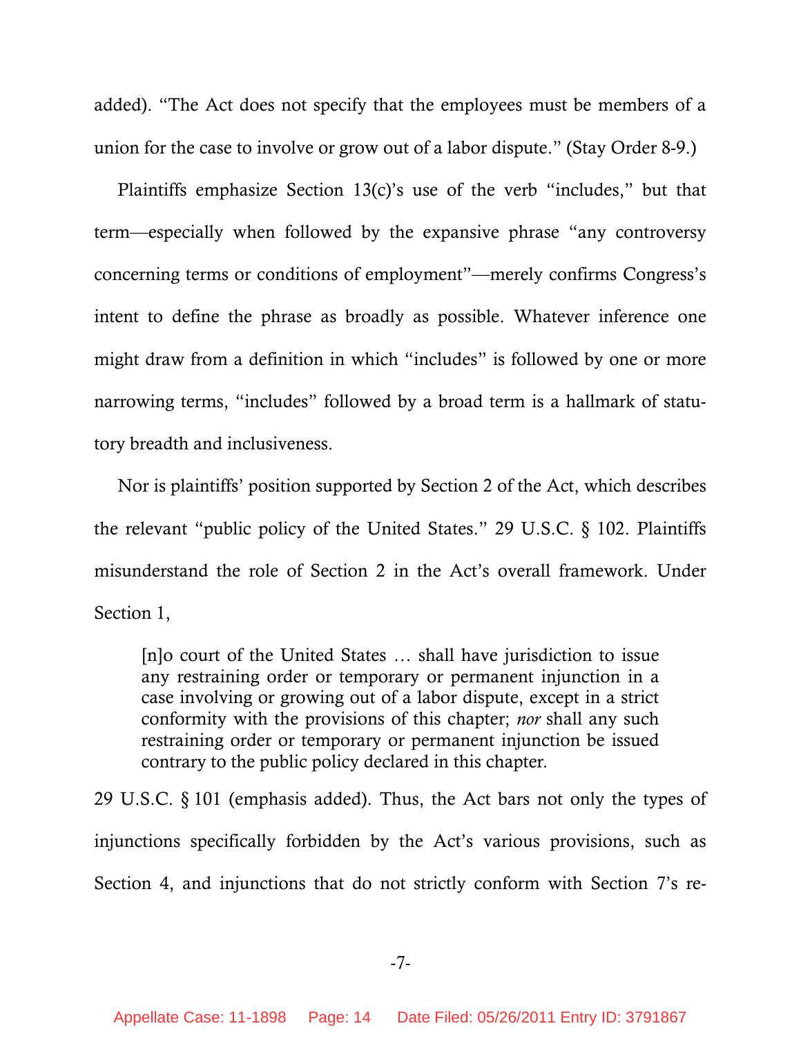added). "The Act does not specify that the employees must be members of a union for the case to involve or grow out of a labor dispute." (Stay Order 8-9.)

Plaintiffs emphasize Section 13(c)'s use of the verb "includes," but that term—especially when followed by the expansive phrase "any controversy concerning terms or conditions of employment"—merely confirms Congress's intent to define the phrase as broadly as possible. Whatever inference one might draw from a definition in which "includes" is followed by one or more narrowing terms, "includes" followed by a broad term is a hallmark of statutory breadth and inclusiveness.

Nor is plaintiffs' position supported by Section 2 of the Act, which describes the relevant "public policy of the United States." 29 U.S.C. § 102. Plaintiffs misunderstand the role of Section 2 in the Act's overall framework. Under Section 1,

> [n]o court of the United States … shall have jurisdiction to issue any restraining order or temporary or permanent injunction in a case involving or growing out of a labor dispute, except in a strict conformity with the provisions of this chapter; *nor* shall any such restraining order or temporary or permanent injunction be issued contrary to the public policy declared in this chapter.

29 U.S.C. § 101 (emphasis added). Thus, the Act bars not only the types of injunctions specifically forbidden by the Act's various provisions, such as Section 4, and injunctions that do not strictly conform with Section 7's re-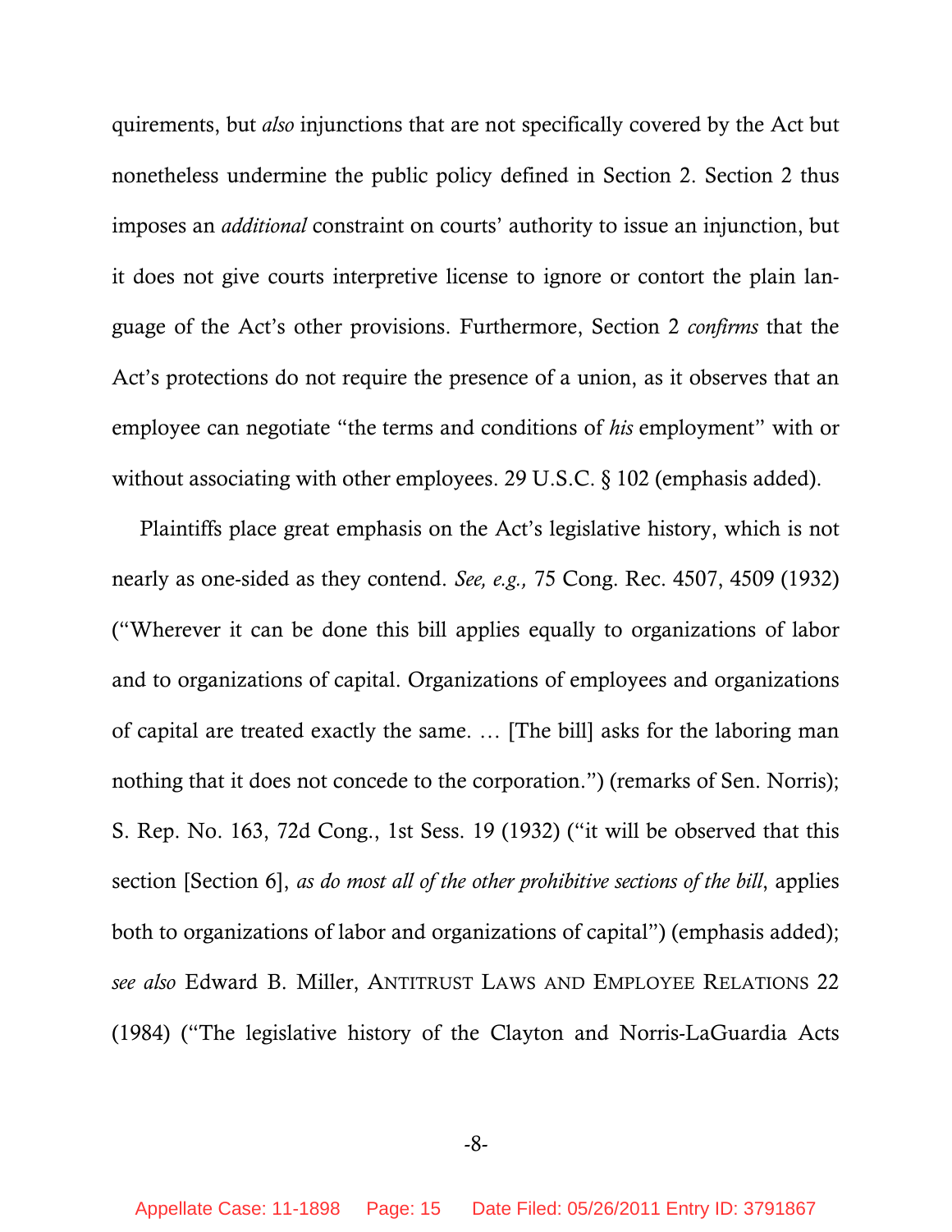quirements, but *also* injunctions that are not specifically covered by the Act but nonetheless undermine the public policy defined in Section 2. Section 2 thus imposes an *additional* constraint on courts' authority to issue an injunction, but it does not give courts interpretive license to ignore or contort the plain language of the Act's other provisions. Furthermore, Section 2 *confirms* that the Act's protections do not require the presence of a union, as it observes that an employee can negotiate "the terms and conditions of *his* employment" with or without associating with other employees. 29 U.S.C. § 102 (emphasis added).

Plaintiffs place great emphasis on the Act's legislative history, which is not nearly as one-sided as they contend. *See, e.g.,* 75 Cong. Rec. 4507, 4509 (1932) ("Wherever it can be done this bill applies equally to organizations of labor and to organizations of capital. Organizations of employees and organizations of capital are treated exactly the same. … [The bill] asks for the laboring man nothing that it does not concede to the corporation.") (remarks of Sen. Norris); S. Rep. No. 163, 72d Cong., 1st Sess. 19 (1932) ("it will be observed that this section [Section 6], *as do most all of the other prohibitive sections of the bill*, applies both to organizations of labor and organizations of capital") (emphasis added); *see also* Edward B. Miller, ANTITRUST LAWS AND EMPLOYEE RELATIONS 22 (1984) ("The legislative history of the Clayton and Norris-LaGuardia Acts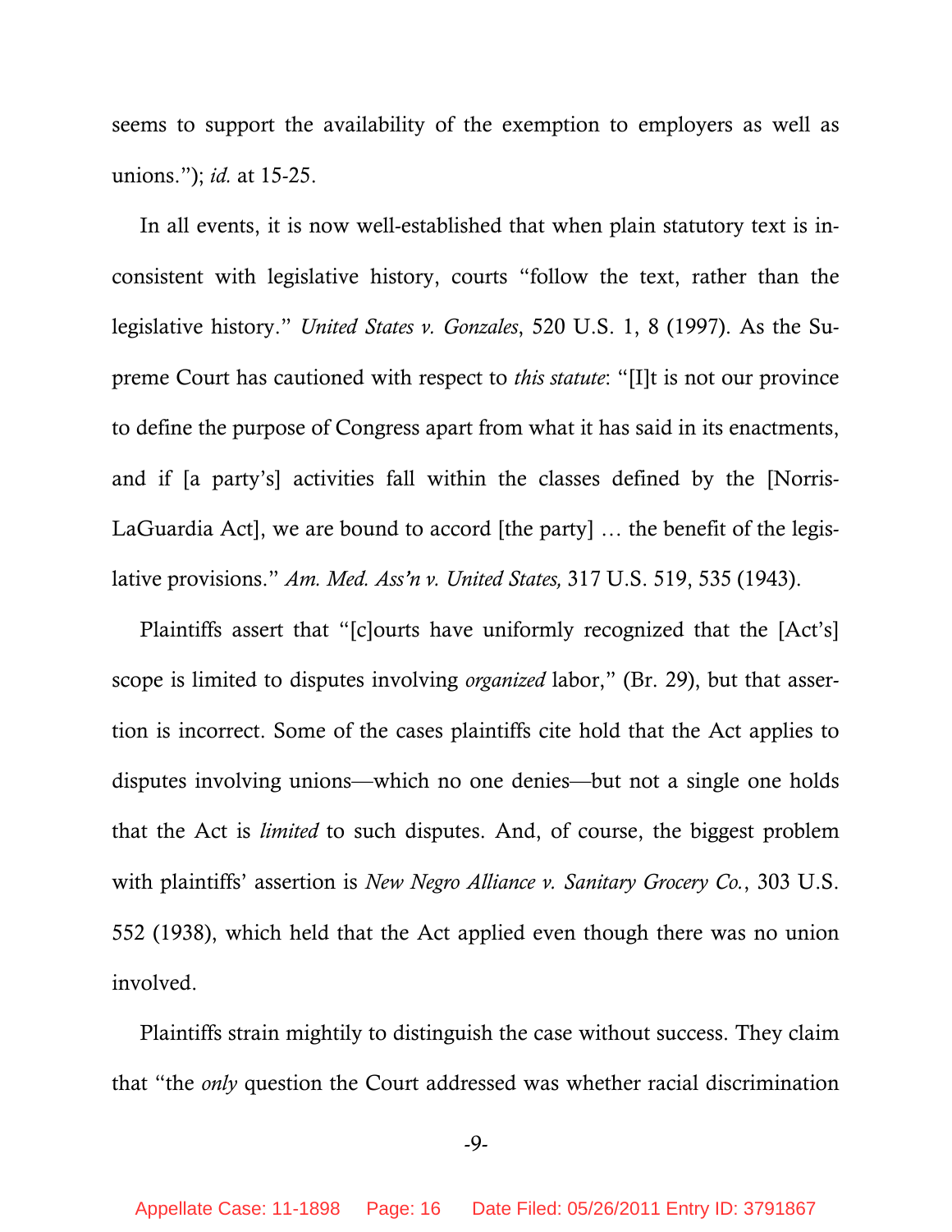seems to support the availability of the exemption to employers as well as unions."); *id.* at 15-25.

In all events, it is now well-established that when plain statutory text is inconsistent with legislative history, courts "follow the text, rather than the legislative history." *United States v. Gonzales*, 520 U.S. 1, 8 (1997). As the Supreme Court has cautioned with respect to *this statute*: "[I]t is not our province to define the purpose of Congress apart from what it has said in its enactments, and if [a party's] activities fall within the classes defined by the [Norris-LaGuardia Act], we are bound to accord [the party] … the benefit of the legislative provisions." *Am. Med. Ass'n v. United States,* 317 U.S. 519, 535 (1943).

Plaintiffs assert that "[c]ourts have uniformly recognized that the [Act's] scope is limited to disputes involving *organized* labor," (Br. 29), but that assertion is incorrect. Some of the cases plaintiffs cite hold that the Act applies to disputes involving unions—which no one denies—but not a single one holds that the Act is *limited* to such disputes. And, of course, the biggest problem with plaintiffs' assertion is *New Negro Alliance v. Sanitary Grocery Co.*, 303 U.S. 552 (1938), which held that the Act applied even though there was no union involved.

Plaintiffs strain mightily to distinguish the case without success. They claim that "the *only* question the Court addressed was whether racial discrimination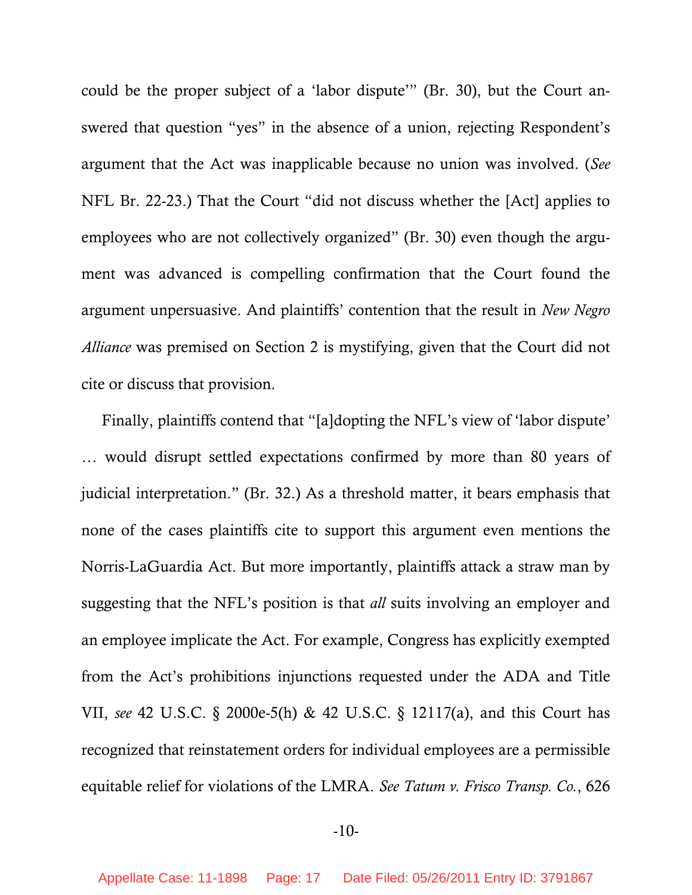could be the proper subject of a 'labor dispute'" (Br. 30), but the Court answered that question "yes" in the absence of a union, rejecting Respondent's argument that the Act was inapplicable because no union was involved. (*See* NFL Br. 22-23.) That the Court "did not discuss whether the [Act] applies to employees who are not collectively organized" (Br. 30) even though the argument was advanced is compelling confirmation that the Court found the argument unpersuasive. And plaintiffs' contention that the result in *New Negro Alliance* was premised on Section 2 is mystifying, given that the Court did not cite or discuss that provision.

Finally, plaintiffs contend that "[a]dopting the NFL's view of 'labor dispute' … would disrupt settled expectations confirmed by more than 80 years of judicial interpretation." (Br. 32.) As a threshold matter, it bears emphasis that none of the cases plaintiffs cite to support this argument even mentions the Norris-LaGuardia Act. But more importantly, plaintiffs attack a straw man by suggesting that the NFL's position is that *all* suits involving an employer and an employee implicate the Act. For example, Congress has explicitly exempted from the Act's prohibitions injunctions requested under the ADA and Title VII, *see* 42 U.S.C. § 2000e-5(h) & 42 U.S.C. § 12117(a), and this Court has recognized that reinstatement orders for individual employees are a permissible equitable relief for violations of the LMRA. *See Tatum v. Frisco Transp. Co.*, 626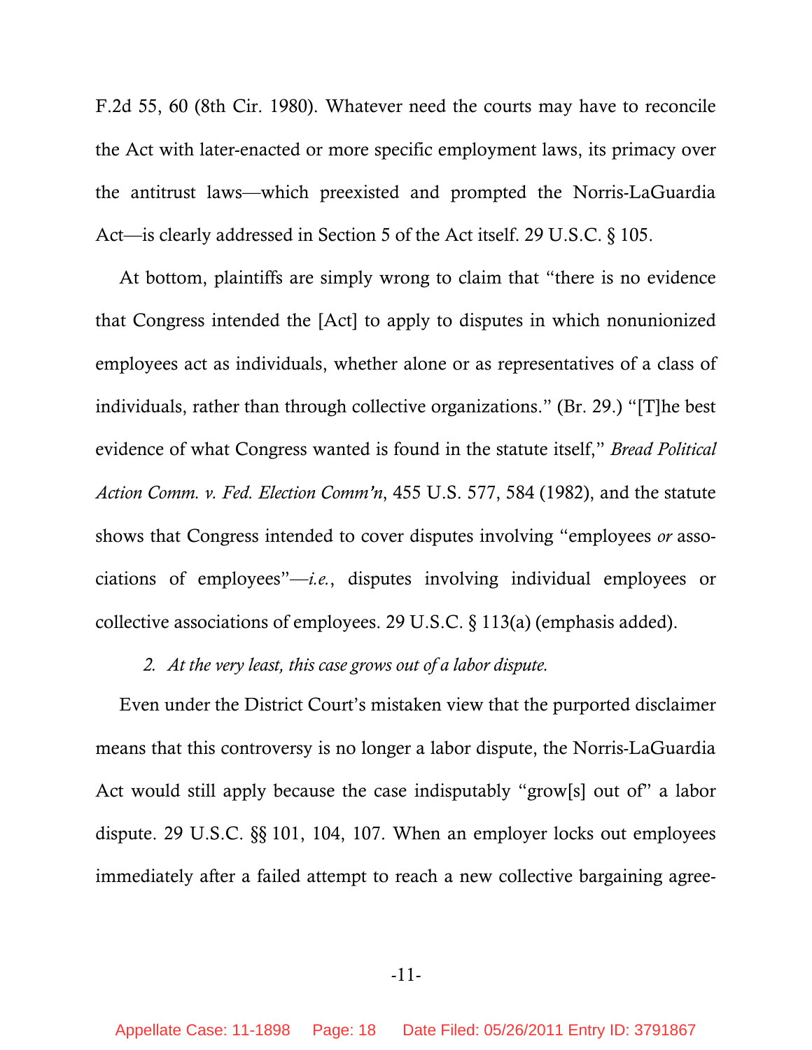F.2d 55, 60 (8th Cir. 1980). Whatever need the courts may have to reconcile the Act with later-enacted or more specific employment laws, its primacy over the antitrust laws—which preexisted and prompted the Norris-LaGuardia Act—is clearly addressed in Section 5 of the Act itself. 29 U.S.C. § 105.

At bottom, plaintiffs are simply wrong to claim that "there is no evidence that Congress intended the [Act] to apply to disputes in which nonunionized employees act as individuals, whether alone or as representatives of a class of individuals, rather than through collective organizations." (Br. 29.) "[T]he best evidence of what Congress wanted is found in the statute itself," *Bread Political Action Comm. v. Fed. Election Comm'n*, 455 U.S. 577, 584 (1982), and the statute shows that Congress intended to cover disputes involving "employees *or* associations of employees"—*i.e.*, disputes involving individual employees or collective associations of employees. 29 U.S.C. § 113(a) (emphasis added).

*2. At the very least, this case grows out of a labor dispute.*

Even under the District Court's mistaken view that the purported disclaimer means that this controversy is no longer a labor dispute, the Norris-LaGuardia Act would still apply because the case indisputably "grow[s] out of" a labor dispute. 29 U.S.C. §§ 101, 104, 107. When an employer locks out employees immediately after a failed attempt to reach a new collective bargaining agree-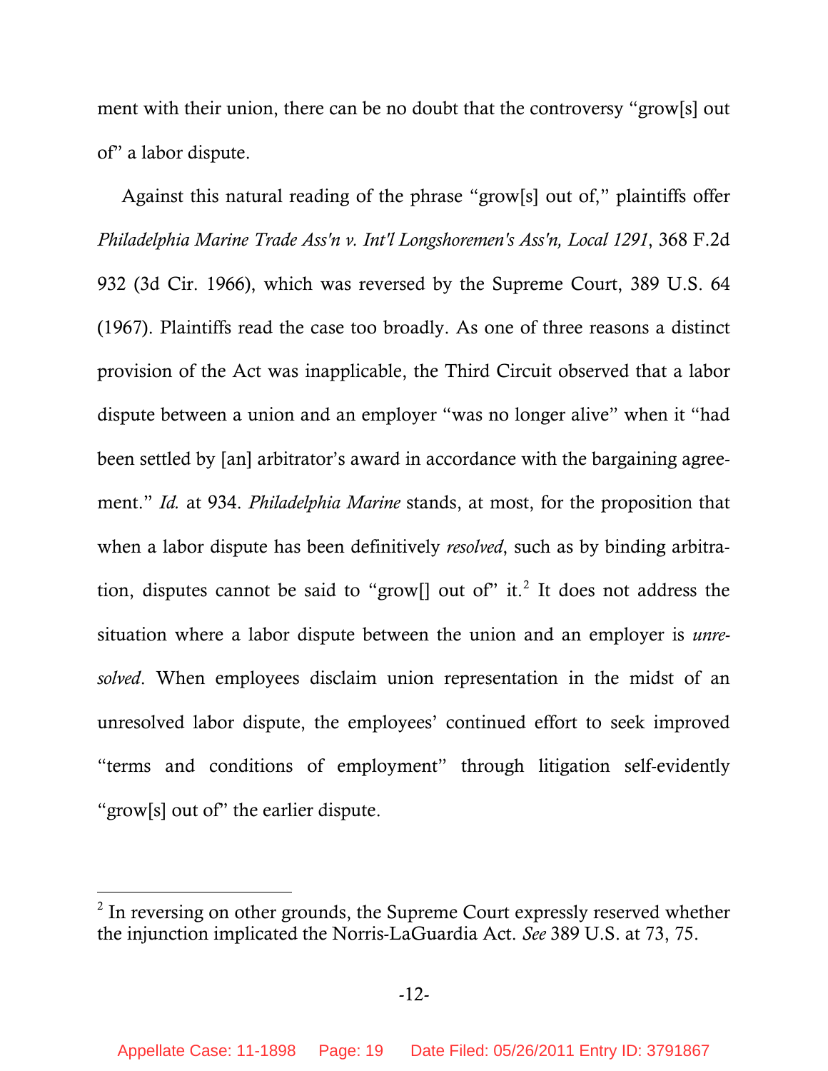ment with their union, there can be no doubt that the controversy "grow[s] out of" a labor dispute.

Against this natural reading of the phrase "grow[s] out of," plaintiffs offer *Philadelphia Marine Trade Ass'n v. Int'l Longshoremen's Ass'n, Local 1291*, 368 F.2d 932 (3d Cir. 1966), which was reversed by the Supreme Court, 389 U.S. 64 (1967). Plaintiffs read the case too broadly. As one of three reasons a distinct provision of the Act was inapplicable, the Third Circuit observed that a labor dispute between a union and an employer "was no longer alive" when it "had been settled by [an] arbitrator's award in accordance with the bargaining agreement." *Id.* at 934. *Philadelphia Marine* stands, at most, for the proposition that when a labor dispute has been definitively *resolved*, such as by binding arbitration, disputes cannot be said to "grow[] out of" it.[2] It does not address the situation where a labor dispute between the union and an employer is *unresolved*. When employees disclaim union representation in the midst of an unresolved labor dispute, the employees' continued effort to seek improved "terms and conditions of employment" through litigation self-evidently "grow[s] out of" the earlier dispute.

[2] In reversing on other grounds, the Supreme Court expressly reserved whether the injunction implicated the Norris-LaGuardia Act. *See* 389 U.S. at 73, 75.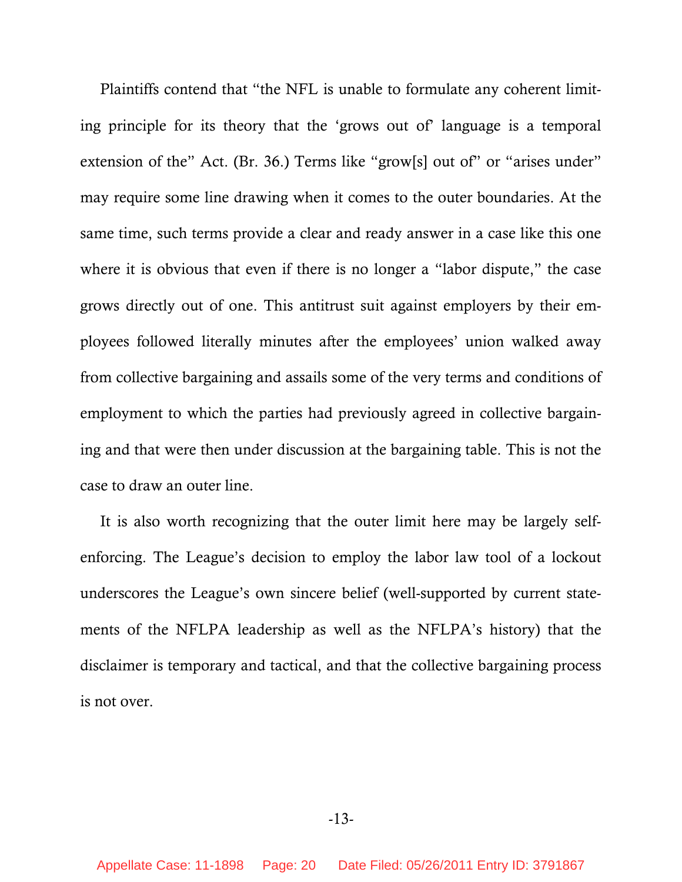Plaintiffs contend that "the NFL is unable to formulate any coherent limiting principle for its theory that the 'grows out of' language is a temporal extension of the" Act. (Br. 36.) Terms like "grow[s] out of" or "arises under" may require some line drawing when it comes to the outer boundaries. At the same time, such terms provide a clear and ready answer in a case like this one where it is obvious that even if there is no longer a "labor dispute," the case grows directly out of one. This antitrust suit against employers by their employees followed literally minutes after the employees' union walked away from collective bargaining and assails some of the very terms and conditions of employment to which the parties had previously agreed in collective bargaining and that were then under discussion at the bargaining table. This is not the case to draw an outer line.

It is also worth recognizing that the outer limit here may be largely self-enforcing. The League's decision to employ the labor law tool of a lockout underscores the League's own sincere belief (well-supported by current statements of the NFLPA leadership as well as the NFLPA's history) that the disclaimer is temporary and tactical, and that the collective bargaining process is not over.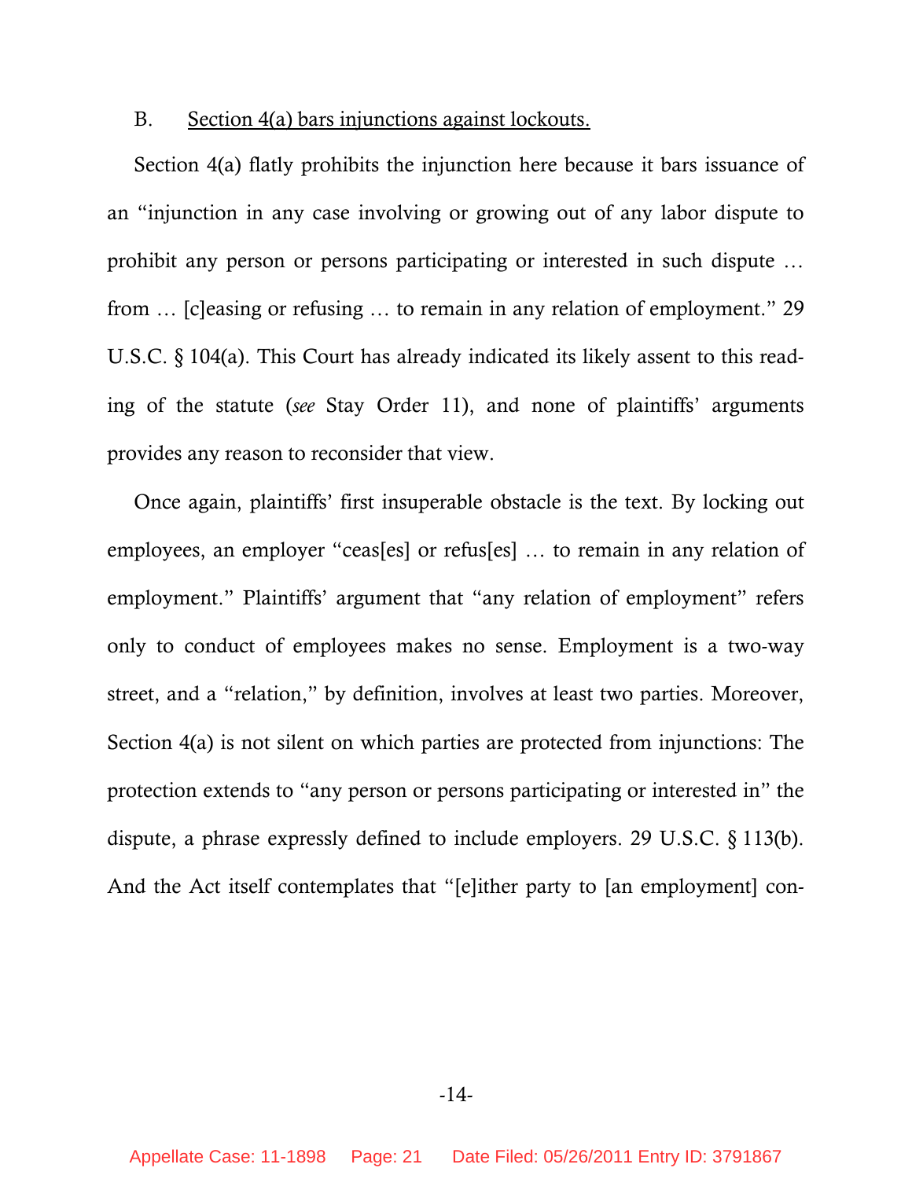B. <u>Section 4(a) bars injunctions against lockouts.</u>

Section 4(a) flatly prohibits the injunction here because it bars issuance of an "injunction in any case involving or growing out of any labor dispute to prohibit any person or persons participating or interested in such dispute … from … [c]easing or refusing … to remain in any relation of employment." 29 U.S.C. § 104(a). This Court has already indicated its likely assent to this reading of the statute (*see* Stay Order 11), and none of plaintiffs' arguments provides any reason to reconsider that view.

Once again, plaintiffs' first insuperable obstacle is the text. By locking out employees, an employer "ceas[es] or refus[es] … to remain in any relation of employment." Plaintiffs' argument that "any relation of employment" refers only to conduct of employees makes no sense. Employment is a two-way street, and a "relation," by definition, involves at least two parties. Moreover, Section 4(a) is not silent on which parties are protected from injunctions: The protection extends to "any person or persons participating or interested in" the dispute, a phrase expressly defined to include employers. 29 U.S.C. § 113(b). And the Act itself contemplates that "[e]ither party to [an employment] con-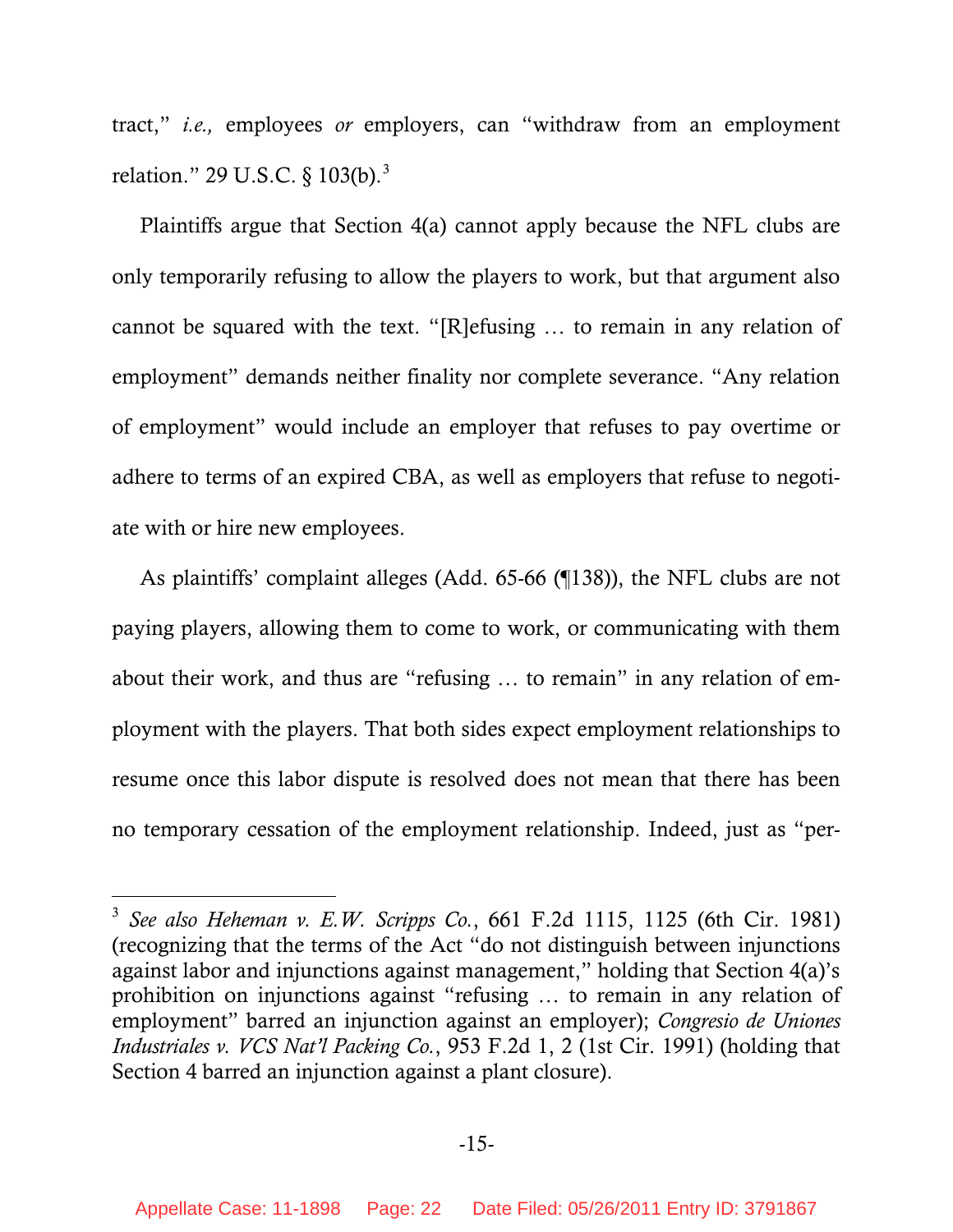tract," *i.e.,* employees *or* employers, can "withdraw from an employment relation." 29 U.S.C. § 103(b).[3]

Plaintiffs argue that Section 4(a) cannot apply because the NFL clubs are only temporarily refusing to allow the players to work, but that argument also cannot be squared with the text. "[R]efusing … to remain in any relation of employment" demands neither finality nor complete severance. "Any relation of employment" would include an employer that refuses to pay overtime or adhere to terms of an expired CBA, as well as employers that refuse to negotiate with or hire new employees.

As plaintiffs' complaint alleges (Add. 65-66 (¶138)), the NFL clubs are not paying players, allowing them to come to work, or communicating with them about their work, and thus are "refusing … to remain" in any relation of employment with the players. That both sides expect employment relationships to resume once this labor dispute is resolved does not mean that there has been no temporary cessation of the employment relationship. Indeed, just as "per-

---

[3] *See also Heheman v. E.W. Scripps Co.*, 661 F.2d 1115, 1125 (6th Cir. 1981) (recognizing that the terms of the Act "do not distinguish between injunctions against labor and injunctions against management," holding that Section 4(a)'s prohibition on injunctions against "refusing … to remain in any relation of employment" barred an injunction against an employer); *Congresio de Uniones Industriales v. VCS Nat'l Packing Co.*, 953 F.2d 1, 2 (1st Cir. 1991) (holding that Section 4 barred an injunction against a plant closure).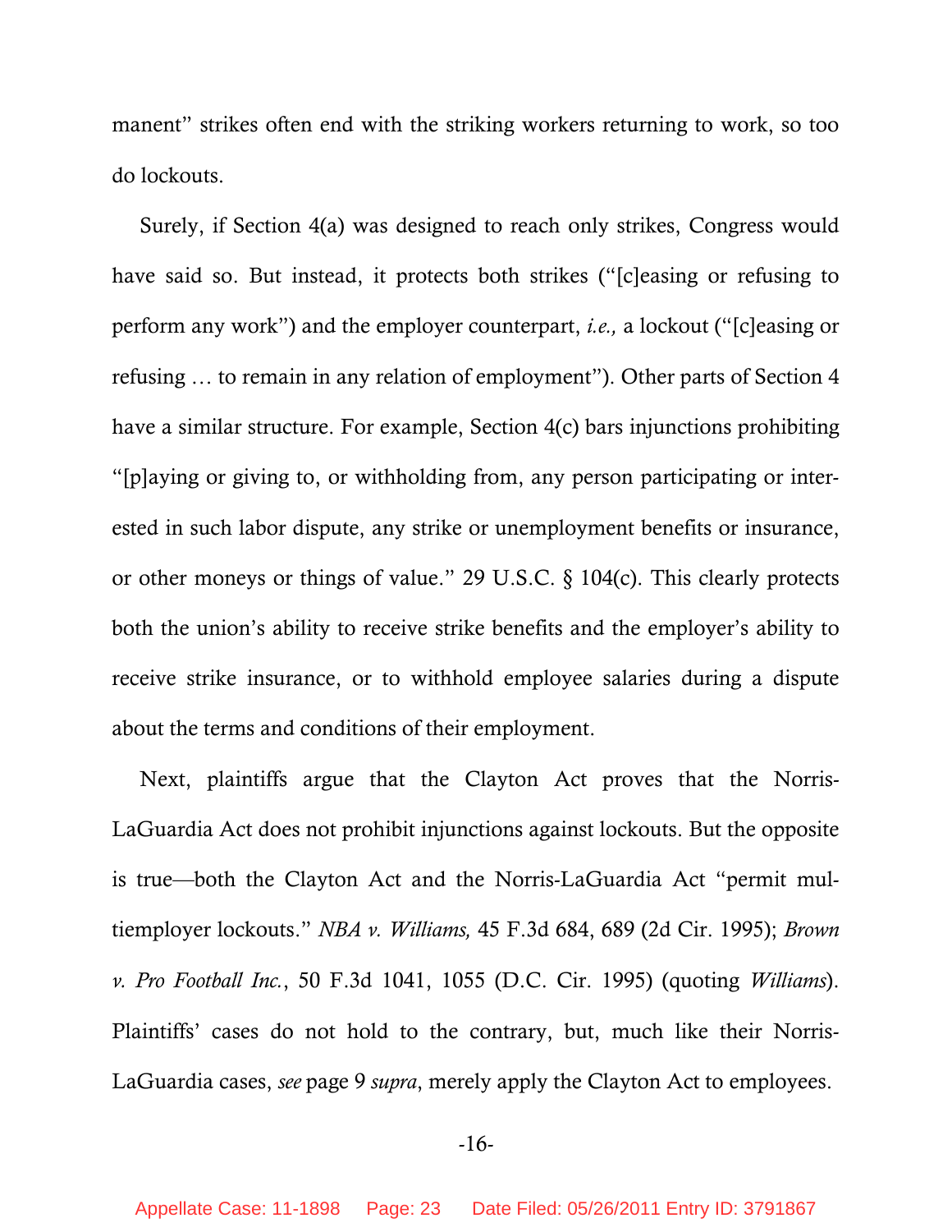manent" strikes often end with the striking workers returning to work, so too do lockouts.

Surely, if Section 4(a) was designed to reach only strikes, Congress would have said so. But instead, it protects both strikes ("[c]easing or refusing to perform any work") and the employer counterpart, *i.e.,* a lockout ("[c]easing or refusing … to remain in any relation of employment"). Other parts of Section 4 have a similar structure. For example, Section 4(c) bars injunctions prohibiting "[p]aying or giving to, or withholding from, any person participating or interested in such labor dispute, any strike or unemployment benefits or insurance, or other moneys or things of value." 29 U.S.C. § 104(c). This clearly protects both the union's ability to receive strike benefits and the employer's ability to receive strike insurance, or to withhold employee salaries during a dispute about the terms and conditions of their employment.

Next, plaintiffs argue that the Clayton Act proves that the Norris-LaGuardia Act does not prohibit injunctions against lockouts. But the opposite is true—both the Clayton Act and the Norris-LaGuardia Act "permit multiemployer lockouts." *NBA v. Williams,* 45 F.3d 684, 689 (2d Cir. 1995); *Brown v. Pro Football Inc.*, 50 F.3d 1041, 1055 (D.C. Cir. 1995) (quoting *Williams*). Plaintiffs' cases do not hold to the contrary, but, much like their Norris-LaGuardia cases, *see* page 9 *supra*, merely apply the Clayton Act to employees.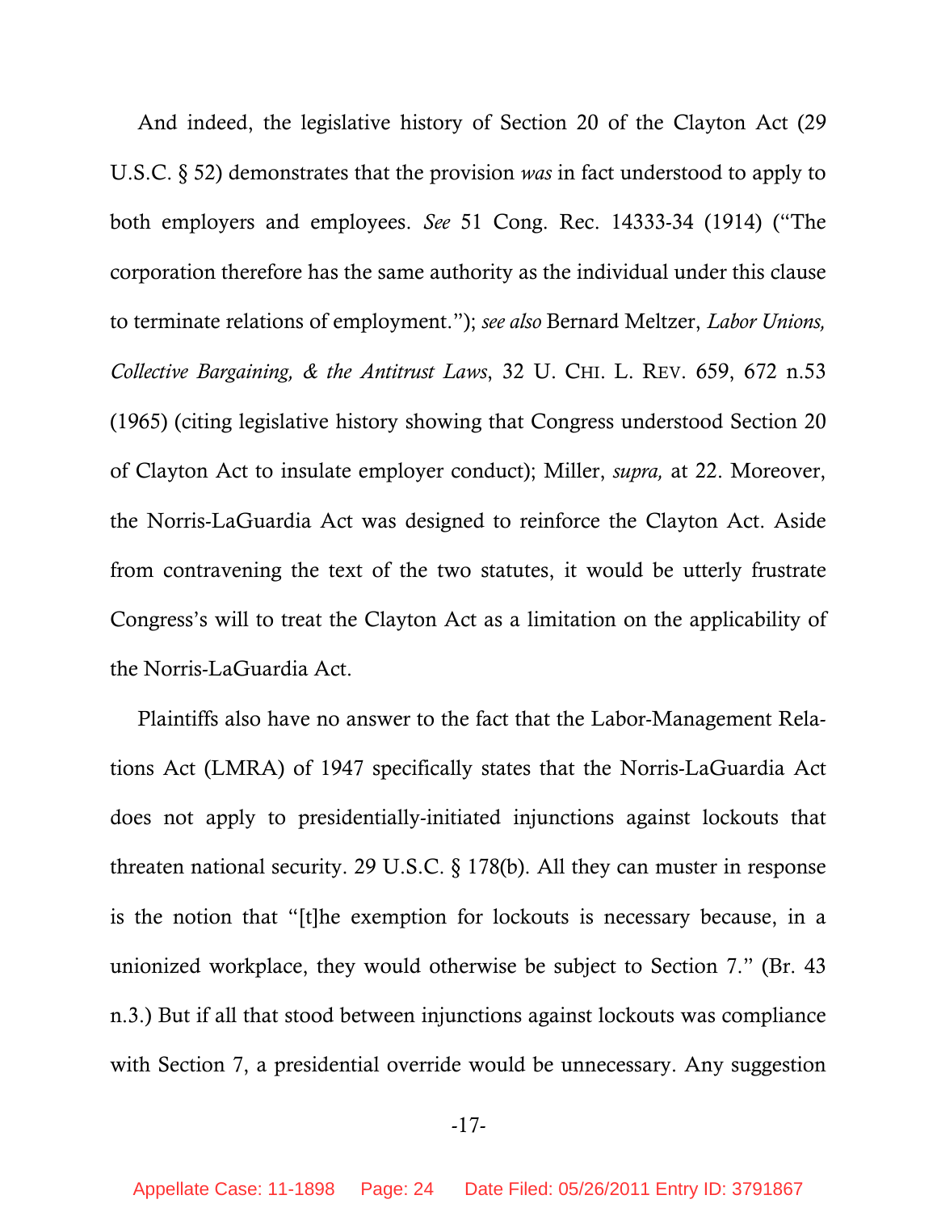And indeed, the legislative history of Section 20 of the Clayton Act (29 U.S.C. § 52) demonstrates that the provision *was* in fact understood to apply to both employers and employees. *See* 51 Cong. Rec. 14333-34 (1914) ("The corporation therefore has the same authority as the individual under this clause to terminate relations of employment."); *see also* Bernard Meltzer, *Labor Unions, Collective Bargaining, & the Antitrust Laws*, 32 U. CHI. L. REV. 659, 672 n.53 (1965) (citing legislative history showing that Congress understood Section 20 of Clayton Act to insulate employer conduct); Miller, *supra,* at 22. Moreover, the Norris-LaGuardia Act was designed to reinforce the Clayton Act. Aside from contravening the text of the two statutes, it would be utterly frustrate Congress's will to treat the Clayton Act as a limitation on the applicability of the Norris-LaGuardia Act.

Plaintiffs also have no answer to the fact that the Labor-Management Relations Act (LMRA) of 1947 specifically states that the Norris-LaGuardia Act does not apply to presidentially-initiated injunctions against lockouts that threaten national security. 29 U.S.C. § 178(b). All they can muster in response is the notion that "[t]he exemption for lockouts is necessary because, in a unionized workplace, they would otherwise be subject to Section 7." (Br. 43 n.3.) But if all that stood between injunctions against lockouts was compliance with Section 7, a presidential override would be unnecessary. Any suggestion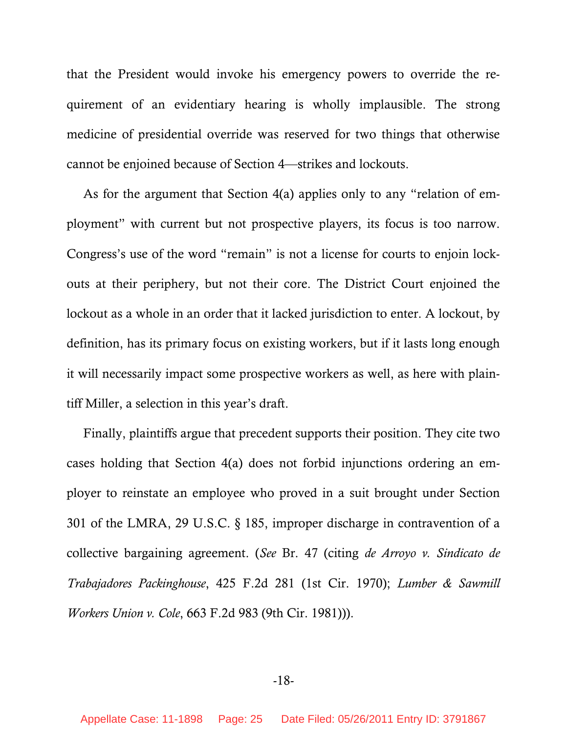that the President would invoke his emergency powers to override the requirement of an evidentiary hearing is wholly implausible. The strong medicine of presidential override was reserved for two things that otherwise cannot be enjoined because of Section 4—strikes and lockouts.

As for the argument that Section 4(a) applies only to any "relation of employment" with current but not prospective players, its focus is too narrow. Congress's use of the word "remain" is not a license for courts to enjoin lockouts at their periphery, but not their core. The District Court enjoined the lockout as a whole in an order that it lacked jurisdiction to enter. A lockout, by definition, has its primary focus on existing workers, but if it lasts long enough it will necessarily impact some prospective workers as well, as here with plaintiff Miller, a selection in this year's draft.

Finally, plaintiffs argue that precedent supports their position. They cite two cases holding that Section 4(a) does not forbid injunctions ordering an employer to reinstate an employee who proved in a suit brought under Section 301 of the LMRA, 29 U.S.C. § 185, improper discharge in contravention of a collective bargaining agreement. (*See* Br. 47 (citing *de Arroyo v. Sindicato de Trabajadores Packinghouse*, 425 F.2d 281 (1st Cir. 1970); *Lumber & Sawmill Workers Union v. Cole*, 663 F.2d 983 (9th Cir. 1981))).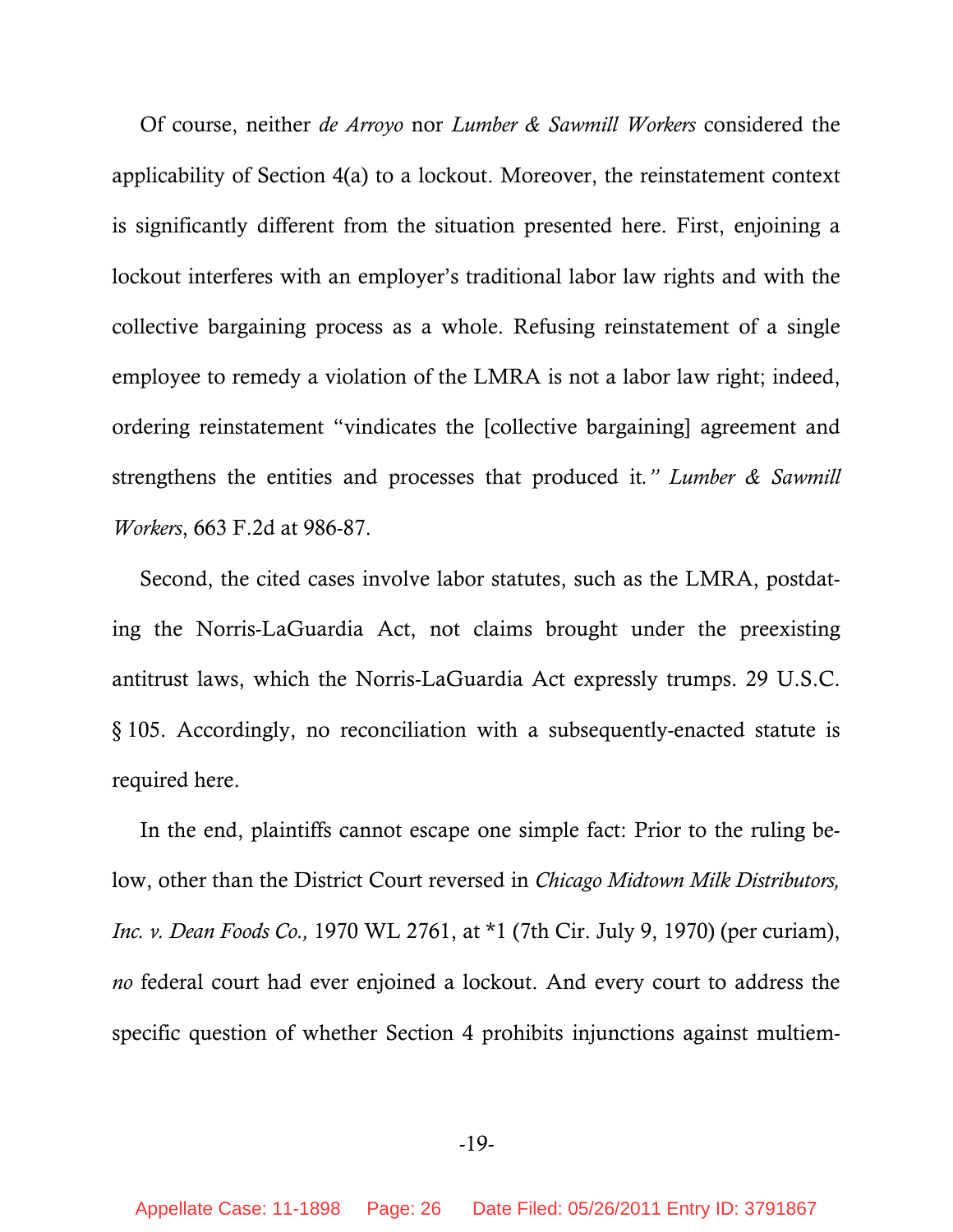Of course, neither *de Arroyo* nor *Lumber & Sawmill Workers* considered the applicability of Section 4(a) to a lockout. Moreover, the reinstatement context is significantly different from the situation presented here. First, enjoining a lockout interferes with an employer's traditional labor law rights and with the collective bargaining process as a whole. Refusing reinstatement of a single employee to remedy a violation of the LMRA is not a labor law right; indeed, ordering reinstatement "vindicates the [collective bargaining] agreement and strengthens the entities and processes that produced it*." Lumber & Sawmill Workers*, 663 F.2d at 986-87.

Second, the cited cases involve labor statutes, such as the LMRA, postdating the Norris-LaGuardia Act, not claims brought under the preexisting antitrust laws, which the Norris-LaGuardia Act expressly trumps. 29 U.S.C. § 105. Accordingly, no reconciliation with a subsequently-enacted statute is required here.

In the end, plaintiffs cannot escape one simple fact: Prior to the ruling below, other than the District Court reversed in *Chicago Midtown Milk Distributors, Inc. v. Dean Foods Co.,* 1970 WL 2761, at *1 (7th Cir. July 9, 1970) (per curiam), *no* federal court had ever enjoined a lockout. And every court to address the specific question of whether Section 4 prohibits injunctions against multiem-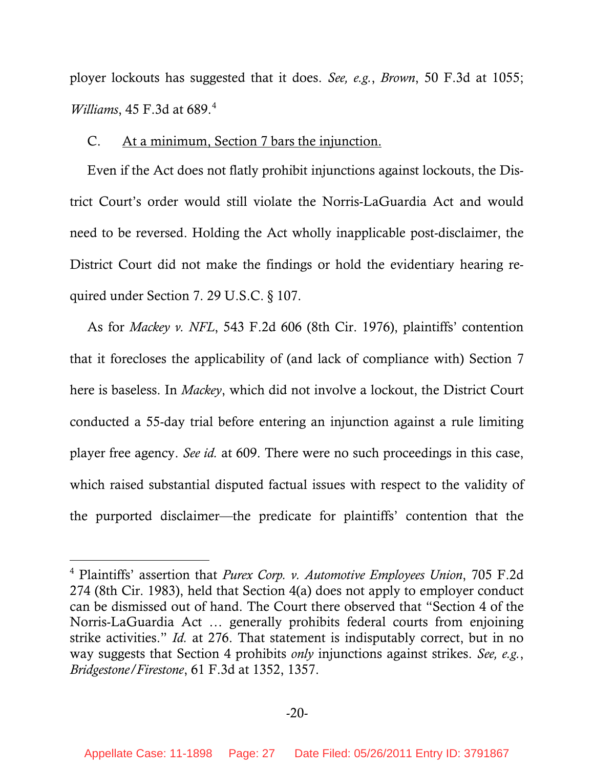ployer lockouts has suggested that it does. *See, e.g.*, *Brown*, 50 F.3d at 1055; *Williams*, 45 F.3d at 689.[4]

C. <u>At a minimum, Section 7 bars the injunction.</u>

Even if the Act does not flatly prohibit injunctions against lockouts, the District Court's order would still violate the Norris-LaGuardia Act and would need to be reversed. Holding the Act wholly inapplicable post-disclaimer, the District Court did not make the findings or hold the evidentiary hearing required under Section 7. 29 U.S.C. § 107.

As for *Mackey v. NFL*, 543 F.2d 606 (8th Cir. 1976), plaintiffs' contention that it forecloses the applicability of (and lack of compliance with) Section 7 here is baseless. In *Mackey*, which did not involve a lockout, the District Court conducted a 55-day trial before entering an injunction against a rule limiting player free agency. *See id.* at 609. There were no such proceedings in this case, which raised substantial disputed factual issues with respect to the validity of the purported disclaimer—the predicate for plaintiffs' contention that the

---

[4] Plaintiffs' assertion that *Purex Corp. v. Automotive Employees Union*, 705 F.2d 274 (8th Cir. 1983), held that Section 4(a) does not apply to employer conduct can be dismissed out of hand. The Court there observed that "Section 4 of the Norris-LaGuardia Act … generally prohibits federal courts from enjoining strike activities." *Id.* at 276. That statement is indisputably correct, but in no way suggests that Section 4 prohibits *only* injunctions against strikes. *See, e.g.*, *Bridgestone/Firestone*, 61 F.3d at 1352, 1357.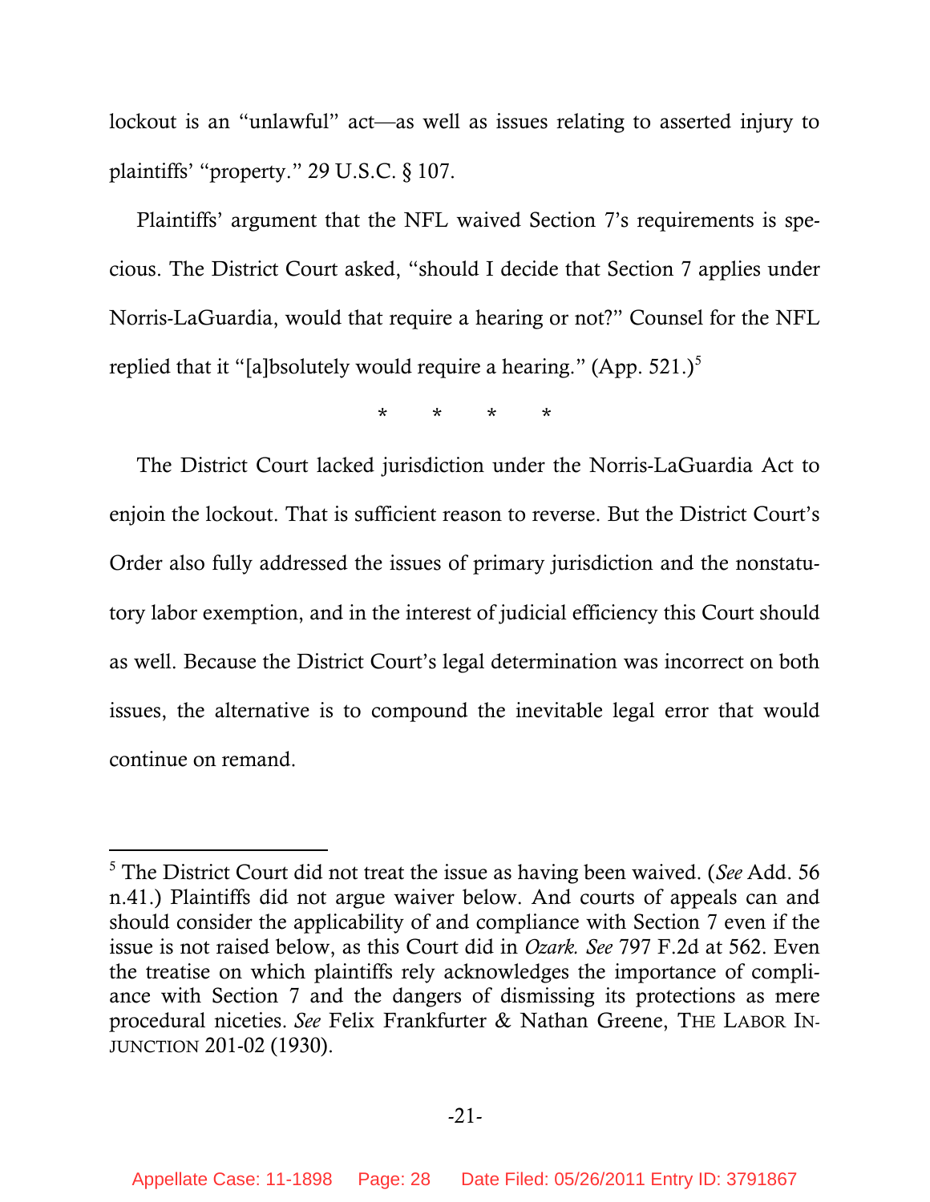lockout is an "unlawful" act—as well as issues relating to asserted injury to plaintiffs' "property." 29 U.S.C. § 107.

Plaintiffs' argument that the NFL waived Section 7's requirements is specious. The District Court asked, "should I decide that Section 7 applies under Norris-LaGuardia, would that require a hearing or not?" Counsel for the NFL replied that it "[a]bsolutely would require a hearing." (App. 521.)[5]

\* \* \* \*

The District Court lacked jurisdiction under the Norris-LaGuardia Act to enjoin the lockout. That is sufficient reason to reverse. But the District Court's Order also fully addressed the issues of primary jurisdiction and the nonstatutory labor exemption, and in the interest of judicial efficiency this Court should as well. Because the District Court's legal determination was incorrect on both issues, the alternative is to compound the inevitable legal error that would continue on remand.

---

[5] The District Court did not treat the issue as having been waived. (*See* Add. 56 n.41.) Plaintiffs did not argue waiver below. And courts of appeals can and should consider the applicability of and compliance with Section 7 even if the issue is not raised below, as this Court did in *Ozark*. *See* 797 F.2d at 562. Even the treatise on which plaintiffs rely acknowledges the importance of compliance with Section 7 and the dangers of dismissing its protections as mere procedural niceties. *See* Felix Frankfurter & Nathan Greene, THE LABOR INJUNCTION 201-02 (1930).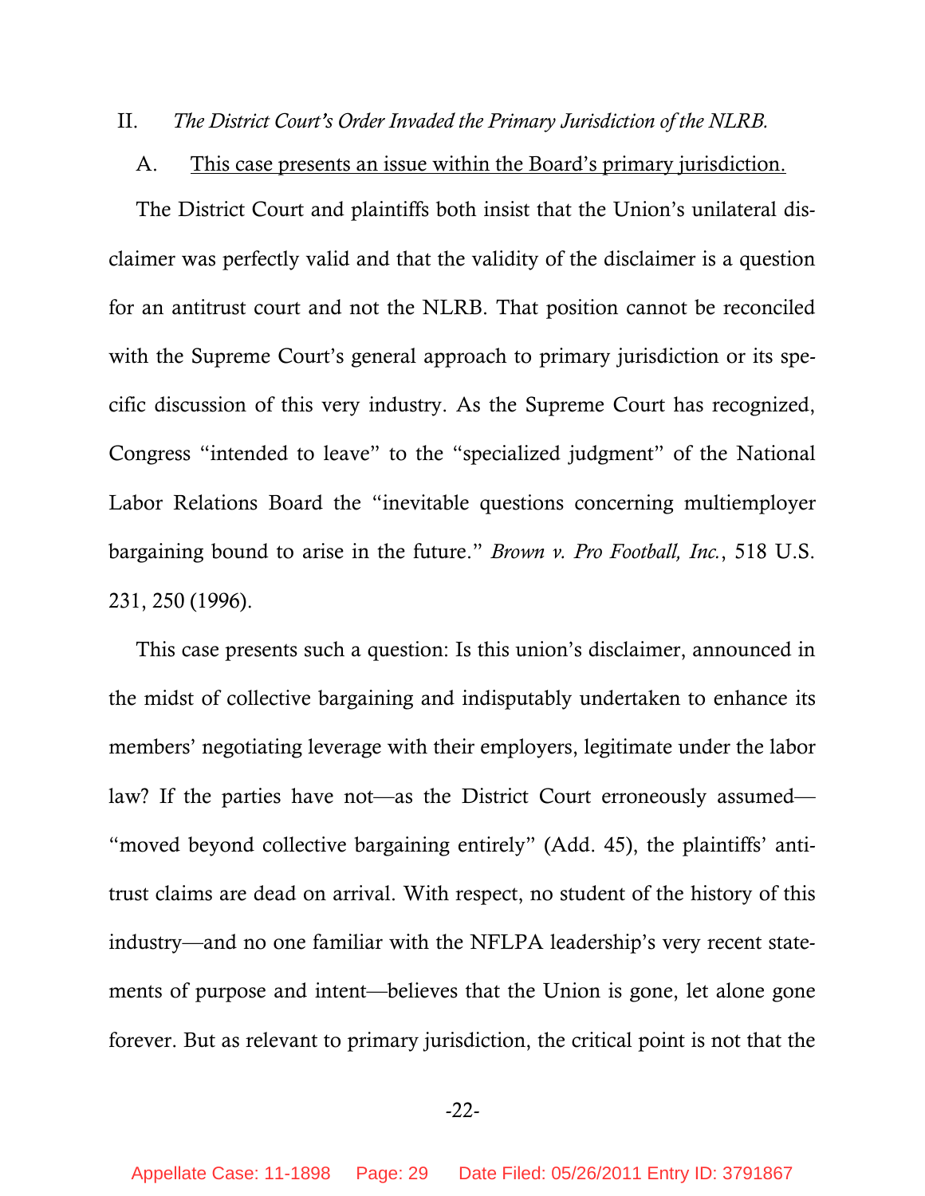## II. *The District Court's Order Invaded the Primary Jurisdiction of the NLRB.*

### A. <u>This case presents an issue within the Board's primary jurisdiction.</u>

The District Court and plaintiffs both insist that the Union's unilateral disclaimer was perfectly valid and that the validity of the disclaimer is a question for an antitrust court and not the NLRB. That position cannot be reconciled with the Supreme Court's general approach to primary jurisdiction or its specific discussion of this very industry. As the Supreme Court has recognized, Congress "intended to leave" to the "specialized judgment" of the National Labor Relations Board the "inevitable questions concerning multiemployer bargaining bound to arise in the future." *Brown v. Pro Football, Inc.*, 518 U.S. 231, 250 (1996).

This case presents such a question: Is this union's disclaimer, announced in the midst of collective bargaining and indisputably undertaken to enhance its members' negotiating leverage with their employers, legitimate under the labor law? If the parties have not—as the District Court erroneously assumed—"moved beyond collective bargaining entirely" (Add. 45), the plaintiffs' antitrust claims are dead on arrival. With respect, no student of the history of this industry—and no one familiar with the NFLPA leadership's very recent statements of purpose and intent—believes that the Union is gone, let alone gone forever. But as relevant to primary jurisdiction, the critical point is not that the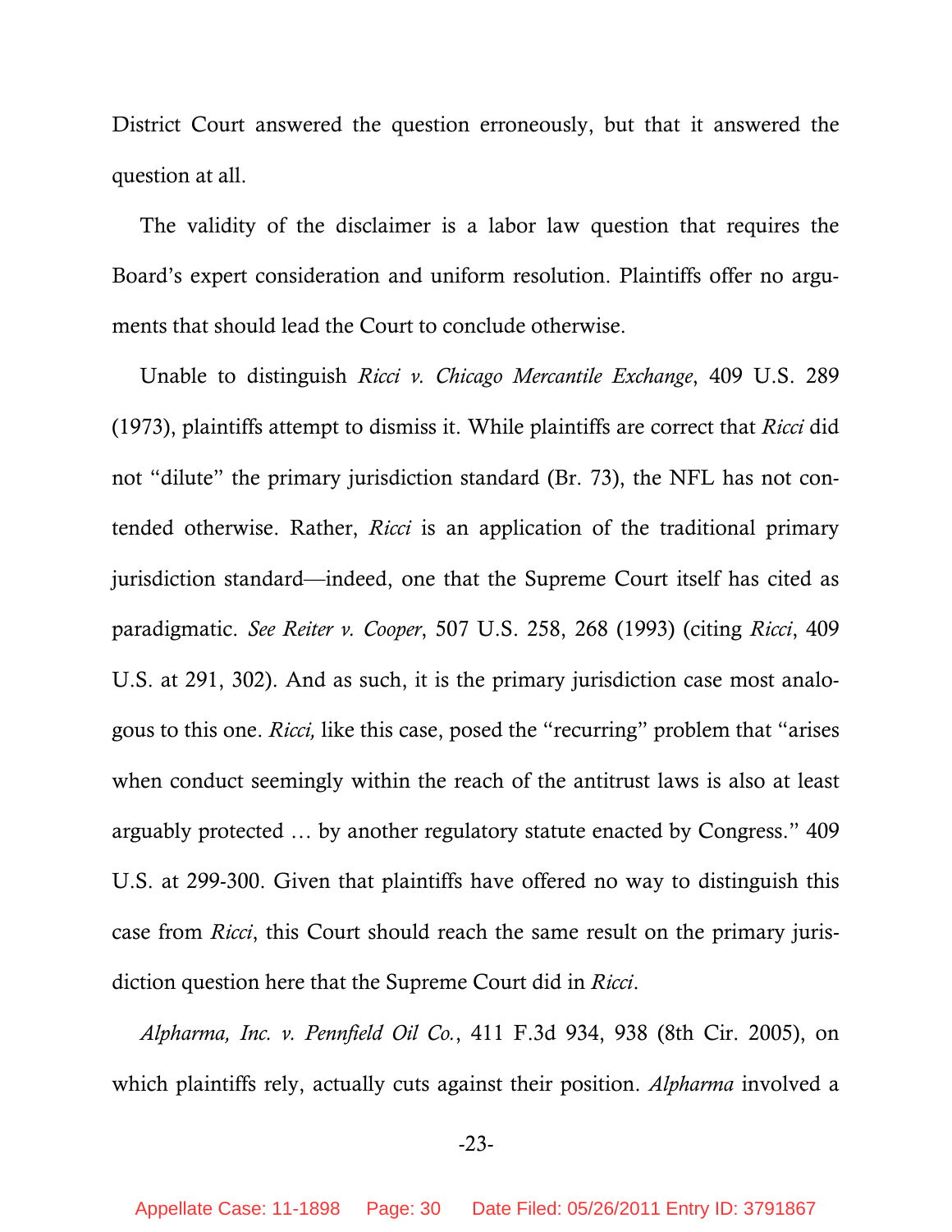District Court answered the question erroneously, but that it answered the question at all.

The validity of the disclaimer is a labor law question that requires the Board's expert consideration and uniform resolution. Plaintiffs offer no arguments that should lead the Court to conclude otherwise.

Unable to distinguish *Ricci v. Chicago Mercantile Exchange*, 409 U.S. 289 (1973), plaintiffs attempt to dismiss it. While plaintiffs are correct that *Ricci* did not "dilute" the primary jurisdiction standard (Br. 73), the NFL has not contended otherwise. Rather, *Ricci* is an application of the traditional primary jurisdiction standard—indeed, one that the Supreme Court itself has cited as paradigmatic. *See Reiter v. Cooper*, 507 U.S. 258, 268 (1993) (citing *Ricci*, 409 U.S. at 291, 302). And as such, it is the primary jurisdiction case most analogous to this one. *Ricci,* like this case, posed the "recurring" problem that "arises when conduct seemingly within the reach of the antitrust laws is also at least arguably protected … by another regulatory statute enacted by Congress." 409 U.S. at 299-300. Given that plaintiffs have offered no way to distinguish this case from *Ricci*, this Court should reach the same result on the primary jurisdiction question here that the Supreme Court did in *Ricci*.

*Alpharma, Inc. v. Pennfield Oil Co.*, 411 F.3d 934, 938 (8th Cir. 2005), on which plaintiffs rely, actually cuts against their position. *Alpharma* involved a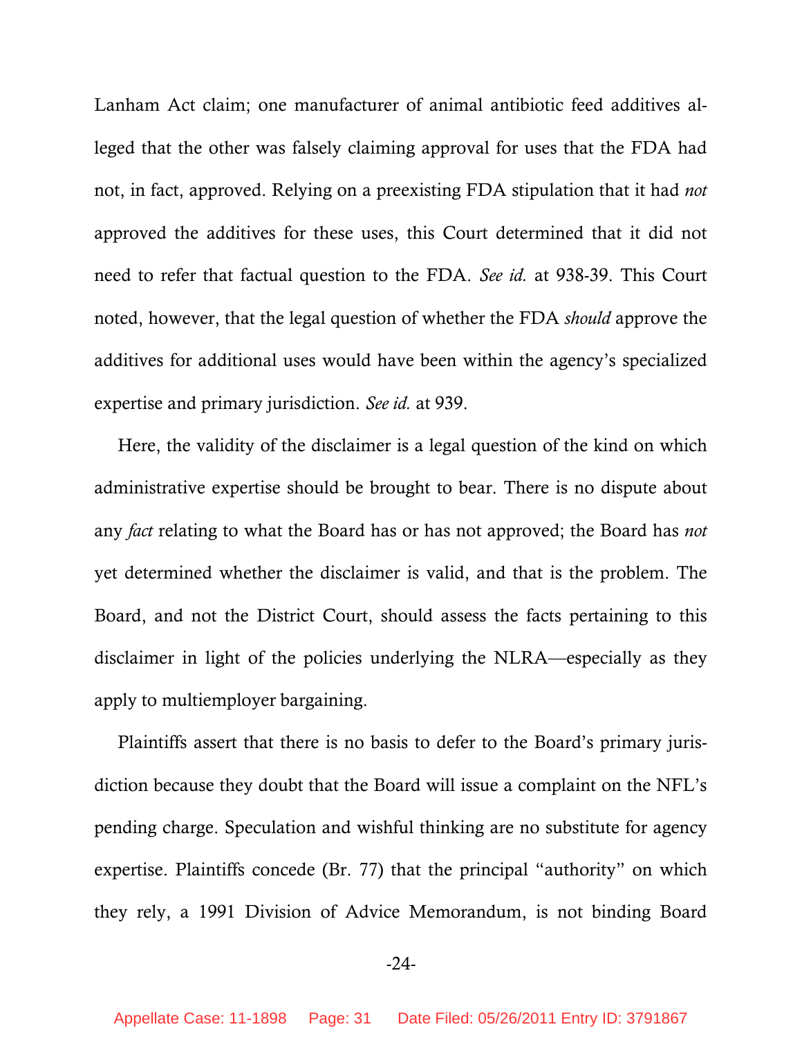Lanham Act claim; one manufacturer of animal antibiotic feed additives alleged that the other was falsely claiming approval for uses that the FDA had not, in fact, approved. Relying on a preexisting FDA stipulation that it had *not* approved the additives for these uses, this Court determined that it did not need to refer that factual question to the FDA. *See id.* at 938-39. This Court noted, however, that the legal question of whether the FDA *should* approve the additives for additional uses would have been within the agency's specialized expertise and primary jurisdiction. *See id.* at 939.

Here, the validity of the disclaimer is a legal question of the kind on which administrative expertise should be brought to bear. There is no dispute about any *fact* relating to what the Board has or has not approved; the Board has *not* yet determined whether the disclaimer is valid, and that is the problem. The Board, and not the District Court, should assess the facts pertaining to this disclaimer in light of the policies underlying the NLRA—especially as they apply to multiemployer bargaining.

Plaintiffs assert that there is no basis to defer to the Board's primary jurisdiction because they doubt that the Board will issue a complaint on the NFL's pending charge. Speculation and wishful thinking are no substitute for agency expertise. Plaintiffs concede (Br. 77) that the principal "authority" on which they rely, a 1991 Division of Advice Memorandum, is not binding Board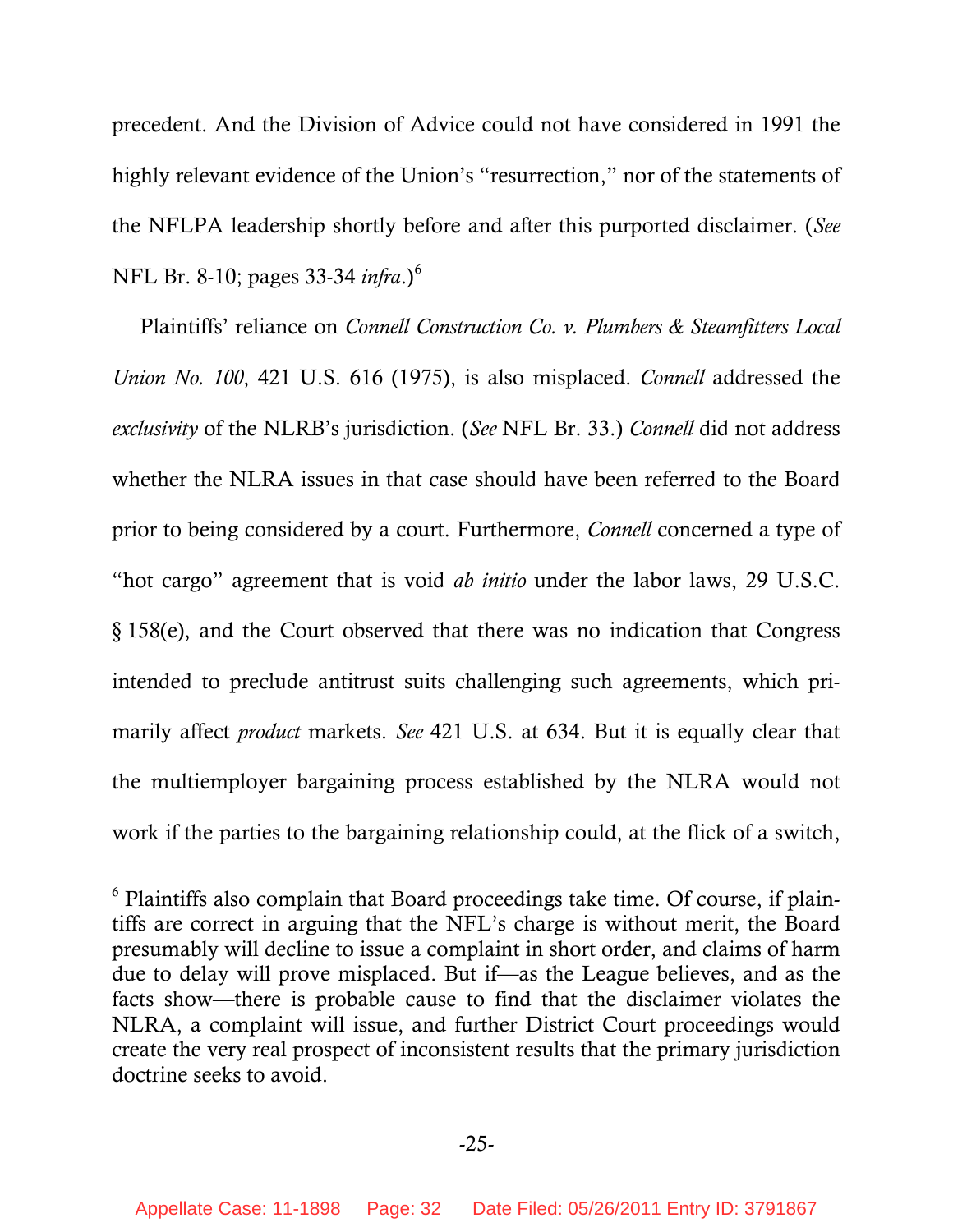precedent. And the Division of Advice could not have considered in 1991 the highly relevant evidence of the Union's "resurrection," nor of the statements of the NFLPA leadership shortly before and after this purported disclaimer. (*See* NFL Br. 8-10; pages 33-34 *infra*.)[6]

Plaintiffs' reliance on *Connell Construction Co. v. Plumbers & Steamfitters Local Union No. 100*, 421 U.S. 616 (1975), is also misplaced. *Connell* addressed the *exclusivity* of the NLRB's jurisdiction. (*See* NFL Br. 33.) *Connell* did not address whether the NLRA issues in that case should have been referred to the Board prior to being considered by a court. Furthermore, *Connell* concerned a type of "hot cargo" agreement that is void *ab initio* under the labor laws, 29 U.S.C. § 158(e), and the Court observed that there was no indication that Congress intended to preclude antitrust suits challenging such agreements, which primarily affect *product* markets. *See* 421 U.S. at 634. But it is equally clear that the multiemployer bargaining process established by the NLRA would not work if the parties to the bargaining relationship could, at the flick of a switch,

---

[6] Plaintiffs also complain that Board proceedings take time. Of course, if plaintiffs are correct in arguing that the NFL's charge is without merit, the Board presumably will decline to issue a complaint in short order, and claims of harm due to delay will prove misplaced. But if—as the League believes, and as the facts show—there is probable cause to find that the disclaimer violates the NLRA, a complaint will issue, and further District Court proceedings would create the very real prospect of inconsistent results that the primary jurisdiction doctrine seeks to avoid.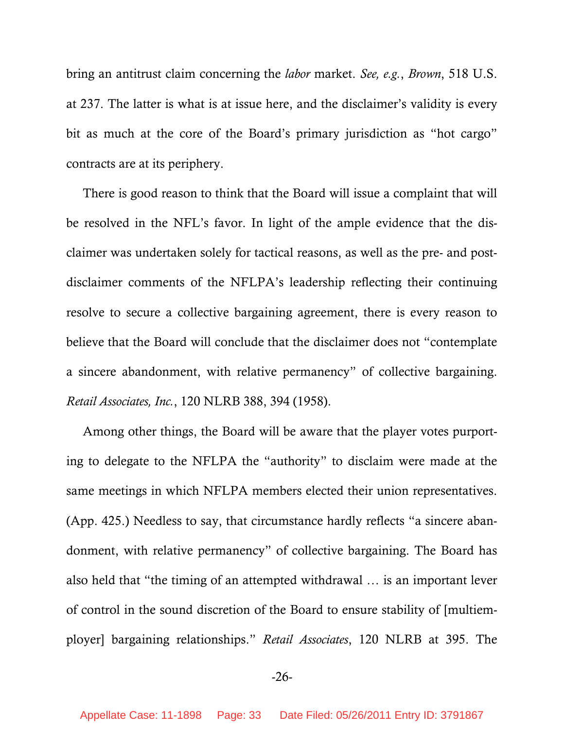bring an antitrust claim concerning the *labor* market. *See, e.g.*, *Brown*, 518 U.S. at 237. The latter is what is at issue here, and the disclaimer's validity is every bit as much at the core of the Board's primary jurisdiction as "hot cargo" contracts are at its periphery.

There is good reason to think that the Board will issue a complaint that will be resolved in the NFL's favor. In light of the ample evidence that the disclaimer was undertaken solely for tactical reasons, as well as the pre- and post-disclaimer comments of the NFLPA's leadership reflecting their continuing resolve to secure a collective bargaining agreement, there is every reason to believe that the Board will conclude that the disclaimer does not "contemplate a sincere abandonment, with relative permanency" of collective bargaining. *Retail Associates, Inc.*, 120 NLRB 388, 394 (1958).

Among other things, the Board will be aware that the player votes purporting to delegate to the NFLPA the "authority" to disclaim were made at the same meetings in which NFLPA members elected their union representatives. (App. 425.) Needless to say, that circumstance hardly reflects "a sincere abandonment, with relative permanency" of collective bargaining. The Board has also held that "the timing of an attempted withdrawal … is an important lever of control in the sound discretion of the Board to ensure stability of [multiemployer] bargaining relationships." *Retail Associates*, 120 NLRB at 395. The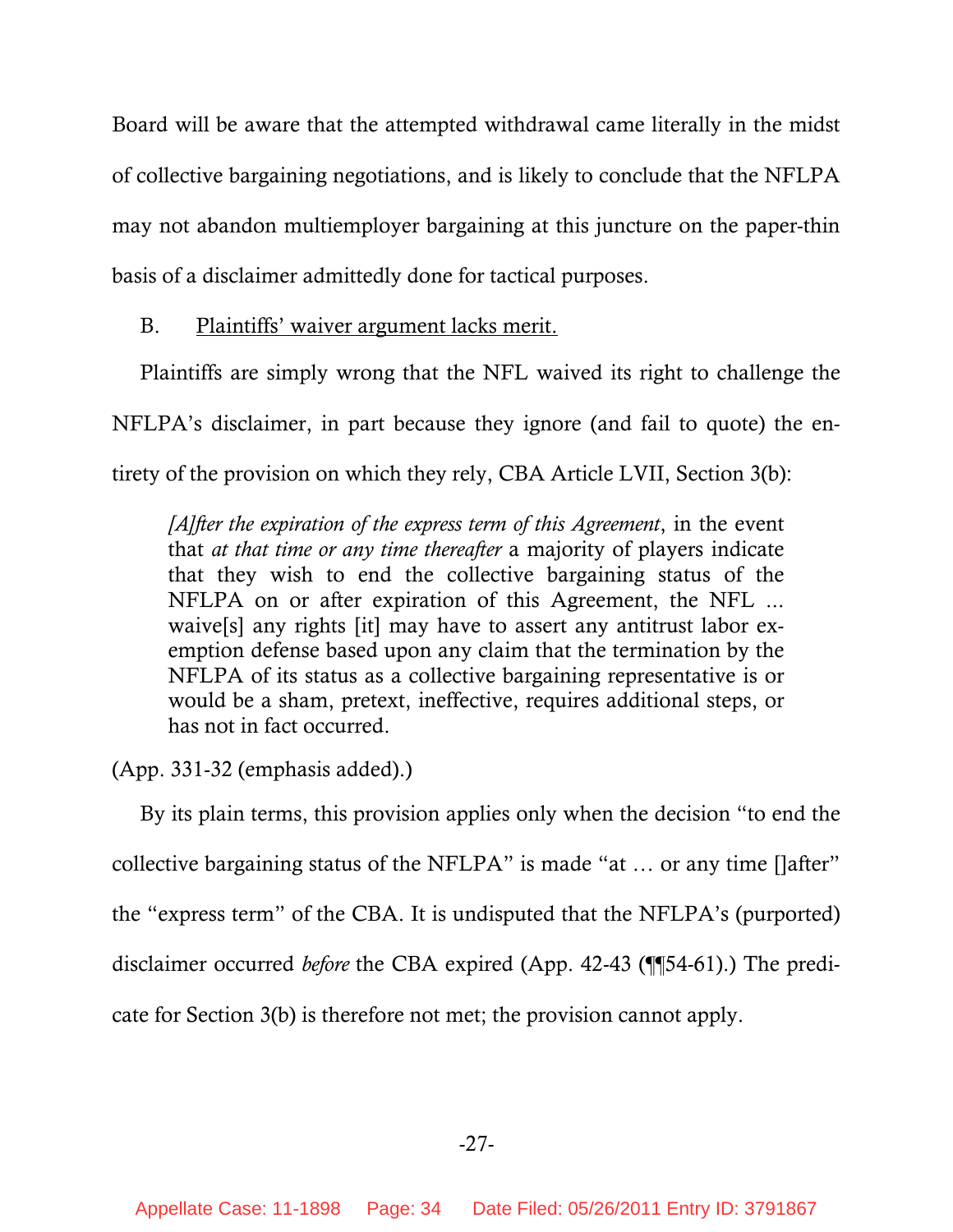Board will be aware that the attempted withdrawal came literally in the midst of collective bargaining negotiations, and is likely to conclude that the NFLPA may not abandon multiemployer bargaining at this juncture on the paper-thin basis of a disclaimer admittedly done for tactical purposes.

B. <u>Plaintiffs' waiver argument lacks merit.</u>

Plaintiffs are simply wrong that the NFL waived its right to challenge the NFLPA's disclaimer, in part because they ignore (and fail to quote) the entirety of the provision on which they rely, CBA Article LVII, Section 3(b):

> *[A]fter the expiration of the express term of this Agreement*, in the event that *at that time or any time thereafter* a majority of players indicate that they wish to end the collective bargaining status of the NFLPA on or after expiration of this Agreement, the NFL ... waive[s] any rights [it] may have to assert any antitrust labor exemption defense based upon any claim that the termination by the NFLPA of its status as a collective bargaining representative is or would be a sham, pretext, ineffective, requires additional steps, or has not in fact occurred.

(App. 331-32 (emphasis added).)

By its plain terms, this provision applies only when the decision "to end the collective bargaining status of the NFLPA" is made "at … or any time []after" the "express term" of the CBA. It is undisputed that the NFLPA's (purported) disclaimer occurred *before* the CBA expired (App. 42-43 (¶¶54-61).) The predicate for Section 3(b) is therefore not met; the provision cannot apply.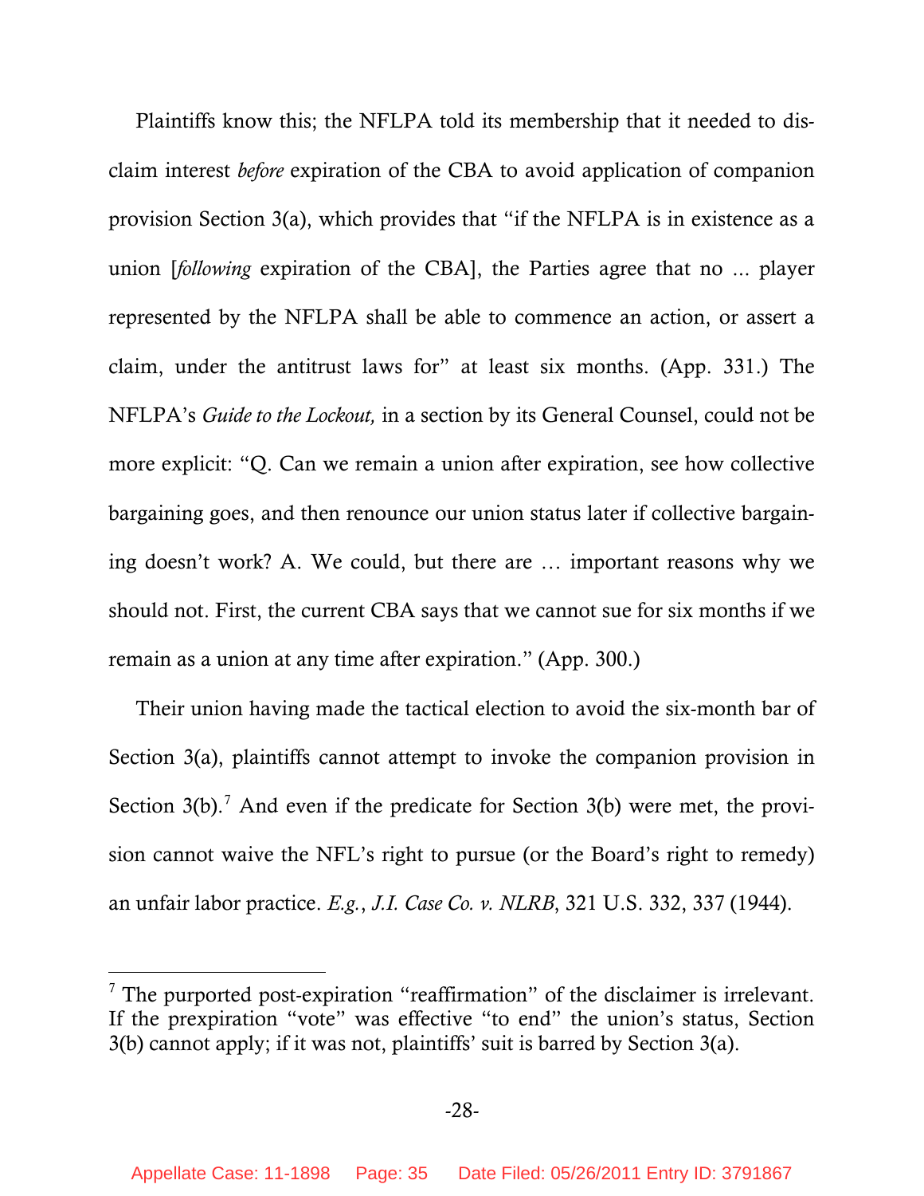Plaintiffs know this; the NFLPA told its membership that it needed to disclaim interest *before* expiration of the CBA to avoid application of companion provision Section 3(a), which provides that "if the NFLPA is in existence as a union [*following* expiration of the CBA], the Parties agree that no ... player represented by the NFLPA shall be able to commence an action, or assert a claim, under the antitrust laws for" at least six months. (App. 331.) The NFLPA's *Guide to the Lockout,* in a section by its General Counsel, could not be more explicit: "Q. Can we remain a union after expiration, see how collective bargaining goes, and then renounce our union status later if collective bargaining doesn't work? A. We could, but there are … important reasons why we should not. First, the current CBA says that we cannot sue for six months if we remain as a union at any time after expiration." (App. 300.)

Their union having made the tactical election to avoid the six-month bar of Section 3(a), plaintiffs cannot attempt to invoke the companion provision in Section 3(b).[7] And even if the predicate for Section 3(b) were met, the provision cannot waive the NFL's right to pursue (or the Board's right to remedy) an unfair labor practice. *E.g.*, *J.I. Case Co. v. NLRB*, 321 U.S. 332, 337 (1944).

---

[7] The purported post-expiration "reaffirmation" of the disclaimer is irrelevant. If the prexpiration "vote" was effective "to end" the union's status, Section 3(b) cannot apply; if it was not, plaintiffs' suit is barred by Section 3(a).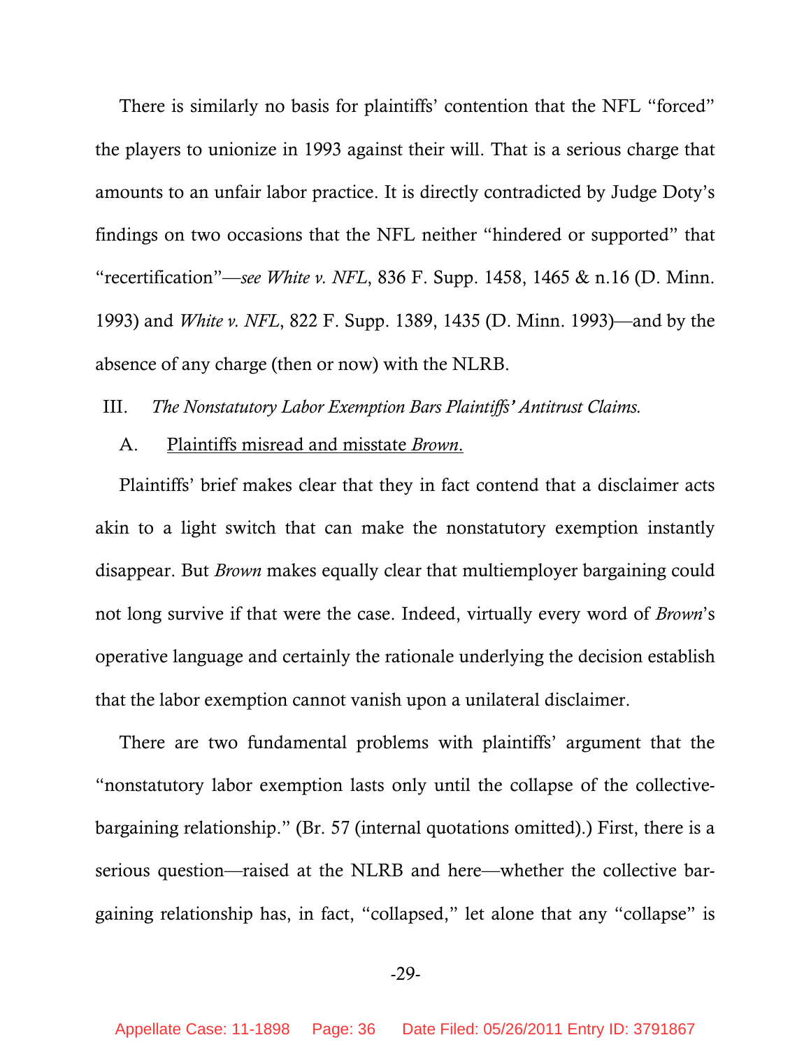There is similarly no basis for plaintiffs' contention that the NFL "forced" the players to unionize in 1993 against their will. That is a serious charge that amounts to an unfair labor practice. It is directly contradicted by Judge Doty's findings on two occasions that the NFL neither "hindered or supported" that "recertification"—*see White v. NFL*, 836 F. Supp. 1458, 1465 & n.16 (D. Minn. 1993) and *White v. NFL*, 822 F. Supp. 1389, 1435 (D. Minn. 1993)—and by the absence of any charge (then or now) with the NLRB.

## III. *The Nonstatutory Labor Exemption Bars Plaintiffs' Antitrust Claims.*

### A. Plaintiffs misread and misstate *Brown*.

Plaintiffs' brief makes clear that they in fact contend that a disclaimer acts akin to a light switch that can make the nonstatutory exemption instantly disappear. But *Brown* makes equally clear that multiemployer bargaining could not long survive if that were the case. Indeed, virtually every word of *Brown*'s operative language and certainly the rationale underlying the decision establish that the labor exemption cannot vanish upon a unilateral disclaimer.

There are two fundamental problems with plaintiffs' argument that the "nonstatutory labor exemption lasts only until the collapse of the collective-bargaining relationship." (Br. 57 (internal quotations omitted).) First, there is a serious question—raised at the NLRB and here—whether the collective bargaining relationship has, in fact, "collapsed," let alone that any "collapse" is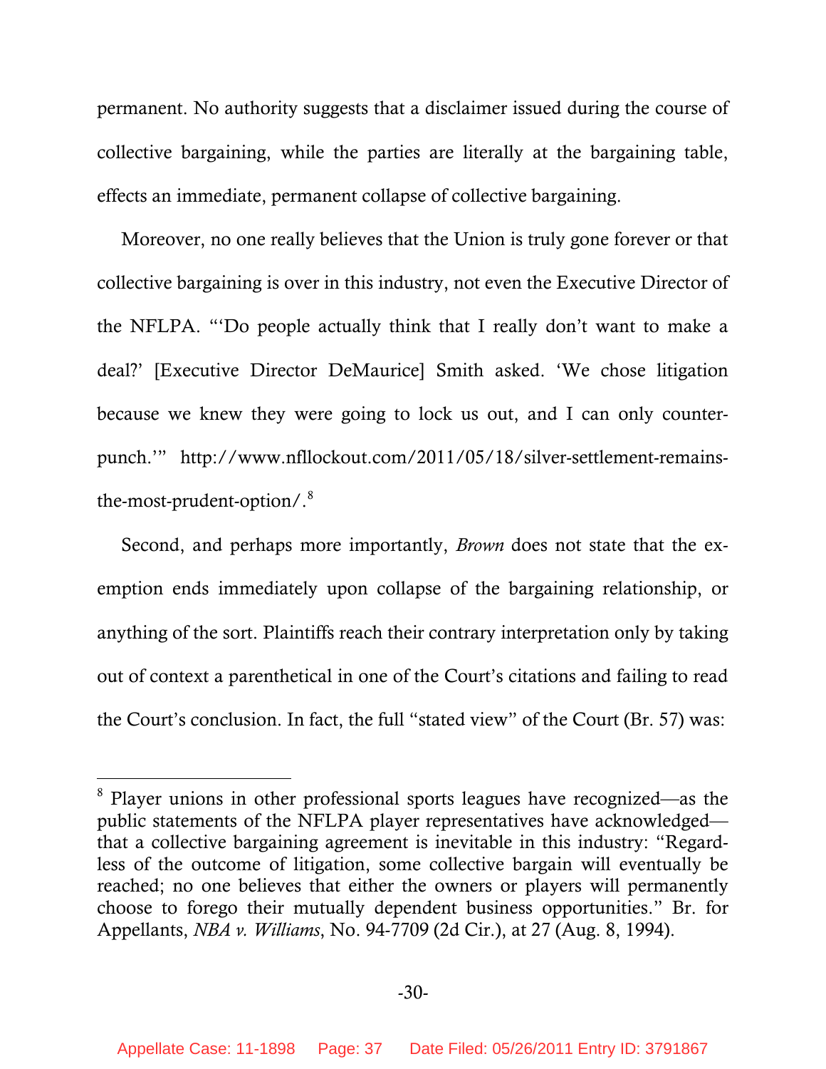permanent. No authority suggests that a disclaimer issued during the course of collective bargaining, while the parties are literally at the bargaining table, effects an immediate, permanent collapse of collective bargaining.

Moreover, no one really believes that the Union is truly gone forever or that collective bargaining is over in this industry, not even the Executive Director of the NFLPA. "'Do people actually think that I really don't want to make a deal?' [Executive Director DeMaurice] Smith asked. 'We chose litigation because we knew they were going to lock us out, and I can only counter-punch.'" http://www.nfllockout.com/2011/05/18/silver-settlement-remains-the-most-prudent-option/.[8]

Second, and perhaps more importantly, *Brown* does not state that the exemption ends immediately upon collapse of the bargaining relationship, or anything of the sort. Plaintiffs reach their contrary interpretation only by taking out of context a parenthetical in one of the Court's citations and failing to read the Court's conclusion. In fact, the full "stated view" of the Court (Br. 57) was:

---

[8] Player unions in other professional sports leagues have recognized—as the public statements of the NFLPA player representatives have acknowledged—that a collective bargaining agreement is inevitable in this industry: "Regardless of the outcome of litigation, some collective bargain will eventually be reached; no one believes that either the owners or players will permanently choose to forego their mutually dependent business opportunities." Br. for Appellants, *NBA v. Williams*, No. 94-7709 (2d Cir.), at 27 (Aug. 8, 1994).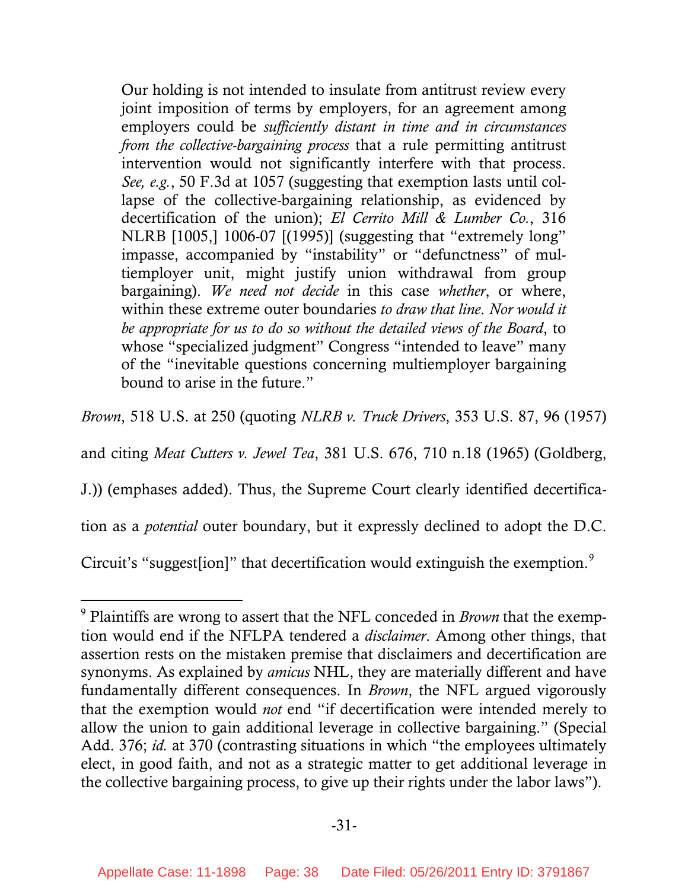> Our holding is not intended to insulate from antitrust review every joint imposition of terms by employers, for an agreement among employers could be *sufficiently distant in time and in circumstances from the collective-bargaining process* that a rule permitting antitrust intervention would not significantly interfere with that process. *See, e.g.*, 50 F.3d at 1057 (suggesting that exemption lasts until collapse of the collective-bargaining relationship, as evidenced by decertification of the union); *El Cerrito Mill & Lumber Co.*, 316 NLRB [1005,] 1006-07 [(1995)] (suggesting that "extremely long" impasse, accompanied by "instability" or "defunctness" of multiemployer unit, might justify union withdrawal from group bargaining). *We need not decide* in this case *whether*, or where, within these extreme outer boundaries *to draw that line*. *Nor would it be appropriate for us to do so without the detailed views of the Board*, to whose "specialized judgment" Congress "intended to leave" many of the "inevitable questions concerning multiemployer bargaining bound to arise in the future."

*Brown*, 518 U.S. at 250 (quoting *NLRB v. Truck Drivers*, 353 U.S. 87, 96 (1957) and citing *Meat Cutters v. Jewel Tea*, 381 U.S. 676, 710 n.18 (1965) (Goldberg, J.)) (emphases added). Thus, the Supreme Court clearly identified decertification as a *potential* outer boundary, but it expressly declined to adopt the D.C. Circuit's "suggest[ion]" that decertification would extinguish the exemption.[9]

---

[9] Plaintiffs are wrong to assert that the NFL conceded in *Brown* that the exemption would end if the NFLPA tendered a *disclaimer*. Among other things, that assertion rests on the mistaken premise that disclaimers and decertification are synonyms. As explained by *amicus* NHL, they are materially different and have fundamentally different consequences. In *Brown*, the NFL argued vigorously that the exemption would *not* end "if decertification were intended merely to allow the union to gain additional leverage in collective bargaining." (Special Add. 376; *id.* at 370 (contrasting situations in which "the employees ultimately elect, in good faith, and not as a strategic matter to get additional leverage in the collective bargaining process, to give up their rights under the labor laws").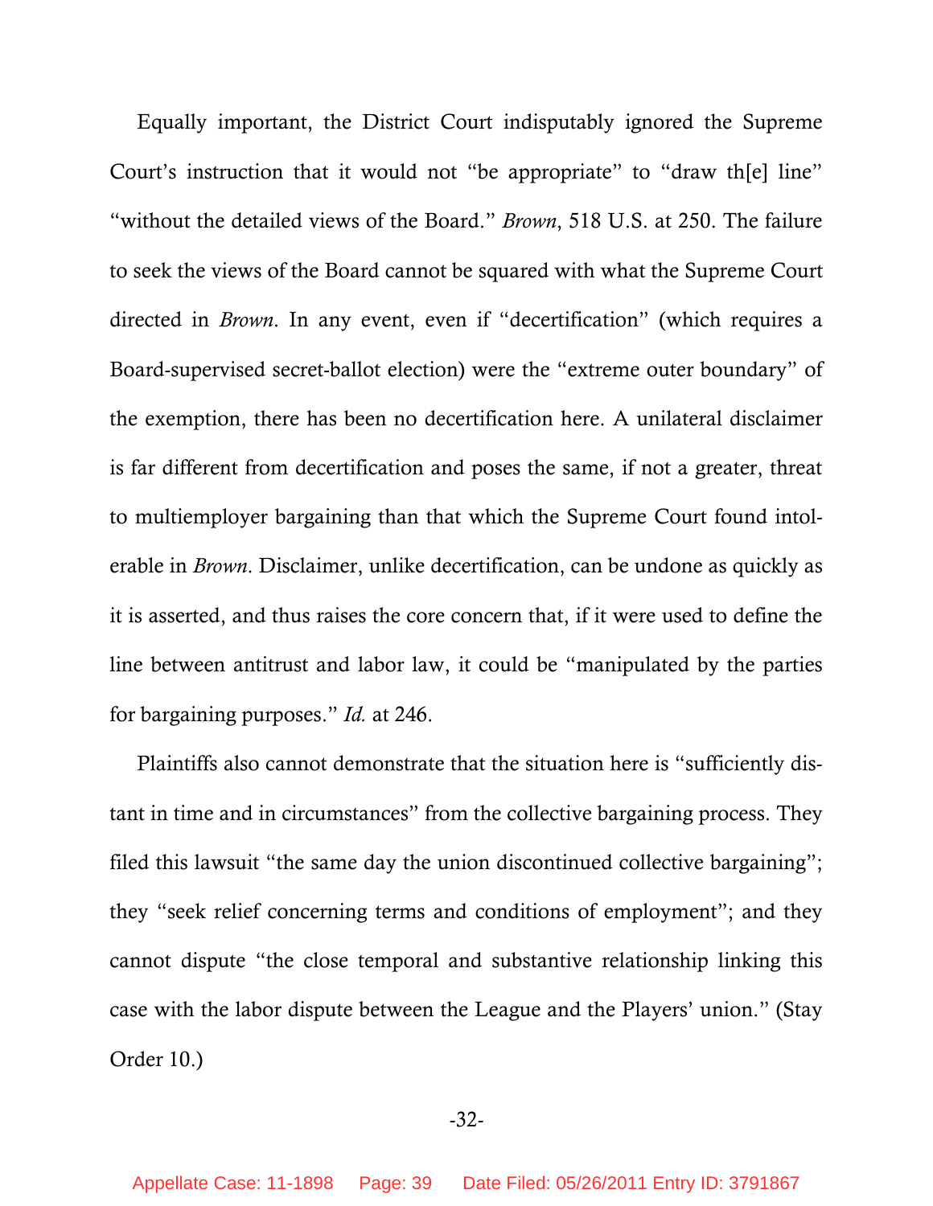Equally important, the District Court indisputably ignored the Supreme Court's instruction that it would not "be appropriate" to "draw th[e] line" "without the detailed views of the Board." *Brown*, 518 U.S. at 250. The failure to seek the views of the Board cannot be squared with what the Supreme Court directed in *Brown*. In any event, even if "decertification" (which requires a Board-supervised secret-ballot election) were the "extreme outer boundary" of the exemption, there has been no decertification here. A unilateral disclaimer is far different from decertification and poses the same, if not a greater, threat to multiemployer bargaining than that which the Supreme Court found intolerable in *Brown*. Disclaimer, unlike decertification, can be undone as quickly as it is asserted, and thus raises the core concern that, if it were used to define the line between antitrust and labor law, it could be "manipulated by the parties for bargaining purposes." *Id.* at 246.

Plaintiffs also cannot demonstrate that the situation here is "sufficiently distant in time and in circumstances" from the collective bargaining process. They filed this lawsuit "the same day the union discontinued collective bargaining"; they "seek relief concerning terms and conditions of employment"; and they cannot dispute "the close temporal and substantive relationship linking this case with the labor dispute between the League and the Players' union." (Stay Order 10.)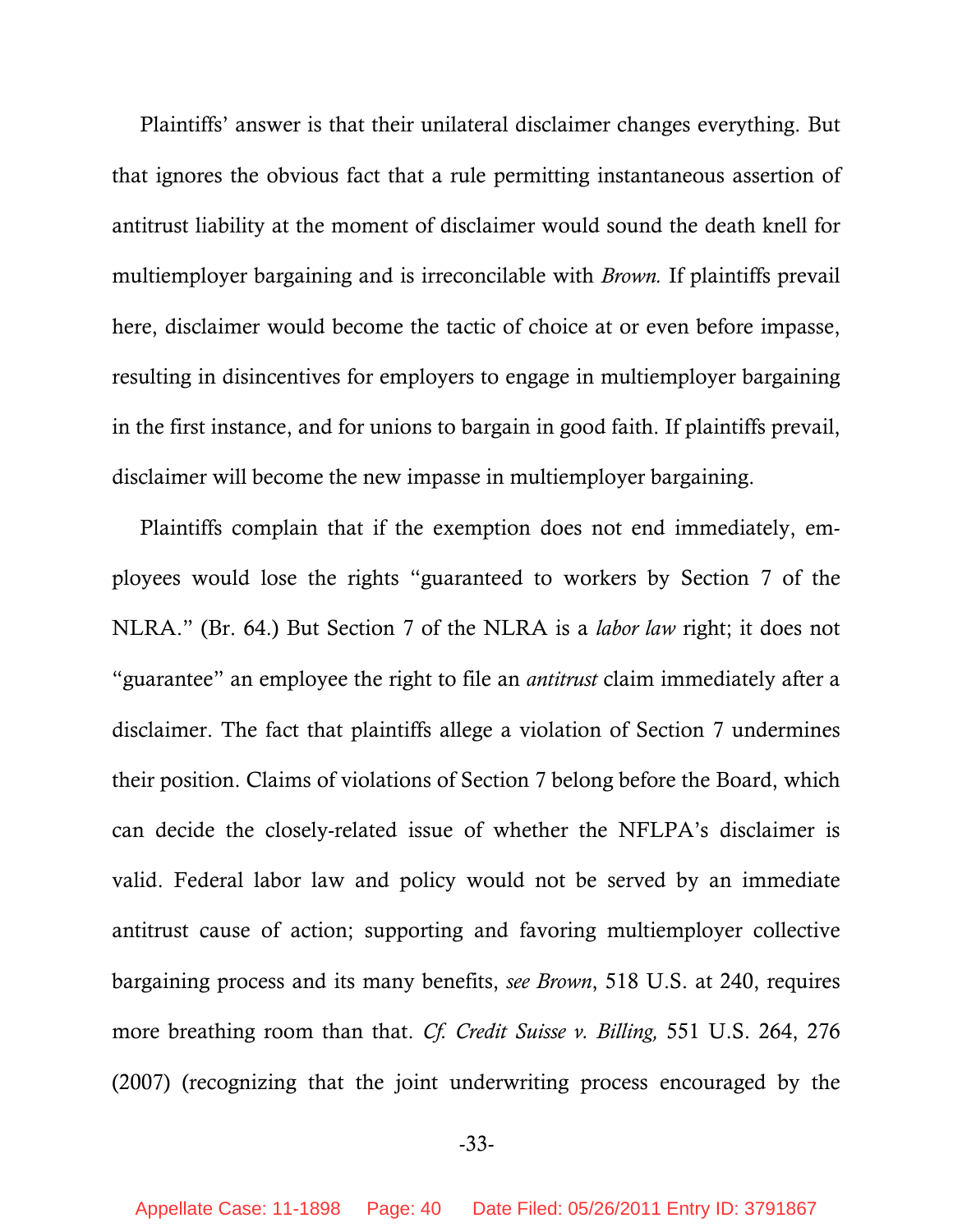Plaintiffs' answer is that their unilateral disclaimer changes everything. But that ignores the obvious fact that a rule permitting instantaneous assertion of antitrust liability at the moment of disclaimer would sound the death knell for multiemployer bargaining and is irreconcilable with *Brown.* If plaintiffs prevail here, disclaimer would become the tactic of choice at or even before impasse, resulting in disincentives for employers to engage in multiemployer bargaining in the first instance, and for unions to bargain in good faith. If plaintiffs prevail, disclaimer will become the new impasse in multiemployer bargaining.

Plaintiffs complain that if the exemption does not end immediately, employees would lose the rights "guaranteed to workers by Section 7 of the NLRA." (Br. 64.) But Section 7 of the NLRA is a *labor law* right; it does not "guarantee" an employee the right to file an *antitrust* claim immediately after a disclaimer. The fact that plaintiffs allege a violation of Section 7 undermines their position. Claims of violations of Section 7 belong before the Board, which can decide the closely-related issue of whether the NFLPA's disclaimer is valid. Federal labor law and policy would not be served by an immediate antitrust cause of action; supporting and favoring multiemployer collective bargaining process and its many benefits, *see Brown*, 518 U.S. at 240, requires more breathing room than that. *Cf. Credit Suisse v. Billing,* 551 U.S. 264, 276 (2007) (recognizing that the joint underwriting process encouraged by the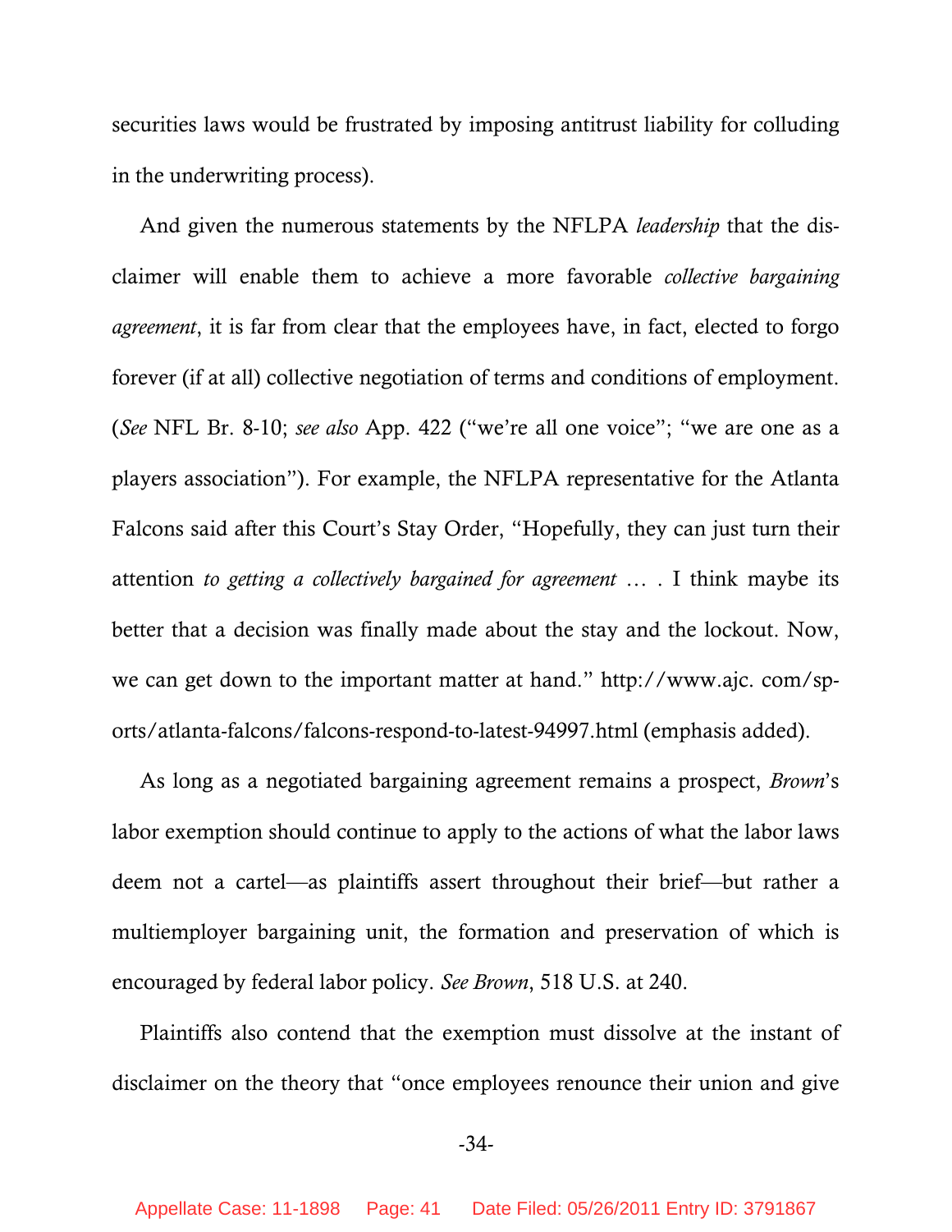securities laws would be frustrated by imposing antitrust liability for colluding in the underwriting process).

And given the numerous statements by the NFLPA *leadership* that the disclaimer will enable them to achieve a more favorable *collective bargaining agreement*, it is far from clear that the employees have, in fact, elected to forgo forever (if at all) collective negotiation of terms and conditions of employment. (*See* NFL Br. 8-10; *see also* App. 422 ("we're all one voice"; "we are one as a players association"). For example, the NFLPA representative for the Atlanta Falcons said after this Court's Stay Order, "Hopefully, they can just turn their attention *to getting a collectively bargained for agreement* … . I think maybe its better that a decision was finally made about the stay and the lockout. Now, we can get down to the important matter at hand." http://www.ajc.com/sports/atlanta-falcons/falcons-respond-to-latest-94997.html (emphasis added).

As long as a negotiated bargaining agreement remains a prospect, *Brown*'s labor exemption should continue to apply to the actions of what the labor laws deem not a cartel—as plaintiffs assert throughout their brief—but rather a multiemployer bargaining unit, the formation and preservation of which is encouraged by federal labor policy. *See Brown*, 518 U.S. at 240.

Plaintiffs also contend that the exemption must dissolve at the instant of disclaimer on the theory that "once employees renounce their union and give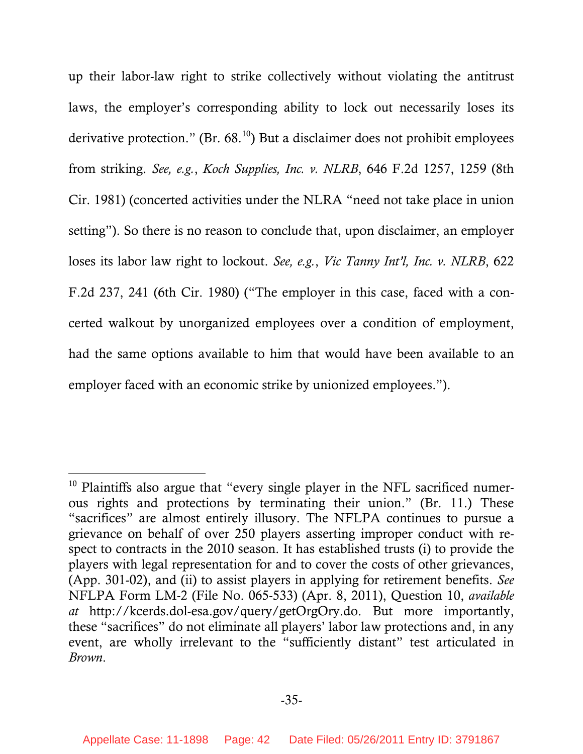up their labor-law right to strike collectively without violating the antitrust laws, the employer's corresponding ability to lock out necessarily loses its derivative protection." (Br. 68.[10]) But a disclaimer does not prohibit employees from striking. *See, e.g.*, *Koch Supplies, Inc. v. NLRB*, 646 F.2d 1257, 1259 (8th Cir. 1981) (concerted activities under the NLRA "need not take place in union setting"). So there is no reason to conclude that, upon disclaimer, an employer loses its labor law right to lockout. *See, e.g.*, *Vic Tanny Int'l, Inc. v. NLRB*, 622 F.2d 237, 241 (6th Cir. 1980) ("The employer in this case, faced with a concerted walkout by unorganized employees over a condition of employment, had the same options available to him that would have been available to an employer faced with an economic strike by unionized employees.").

---

[10] Plaintiffs also argue that "every single player in the NFL sacrificed numerous rights and protections by terminating their union." (Br. 11.) These "sacrifices" are almost entirely illusory. The NFLPA continues to pursue a grievance on behalf of over 250 players asserting improper conduct with respect to contracts in the 2010 season. It has established trusts (i) to provide the players with legal representation for and to cover the costs of other grievances, (App. 301-02), and (ii) to assist players in applying for retirement benefits. *See* NFLPA Form LM-2 (File No. 065-533) (Apr. 8, 2011), Question 10, *available at* http://kcerds.dol-esa.gov/query/getOrgOry.do. But more importantly, these "sacrifices" do not eliminate all players' labor law protections and, in any event, are wholly irrelevant to the "sufficiently distant" test articulated in *Brown*.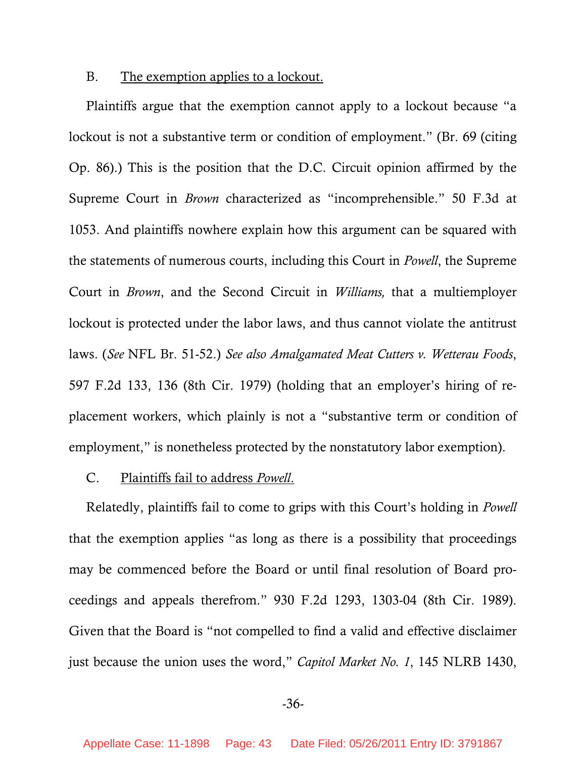B. <u>The exemption applies to a lockout.</u>

Plaintiffs argue that the exemption cannot apply to a lockout because "a lockout is not a substantive term or condition of employment." (Br. 69 (citing Op. 86).) This is the position that the D.C. Circuit opinion affirmed by the Supreme Court in *Brown* characterized as "incomprehensible." 50 F.3d at 1053. And plaintiffs nowhere explain how this argument can be squared with the statements of numerous courts, including this Court in *Powell*, the Supreme Court in *Brown*, and the Second Circuit in *Williams,* that a multiemployer lockout is protected under the labor laws, and thus cannot violate the antitrust laws. (*See* NFL Br. 51-52.) *See also Amalgamated Meat Cutters v. Wetterau Foods*, 597 F.2d 133, 136 (8th Cir. 1979) (holding that an employer's hiring of replacement workers, which plainly is not a "substantive term or condition of employment," is nonetheless protected by the nonstatutory labor exemption).

C. <u>Plaintiffs fail to address *Powell*.</u>

Relatedly, plaintiffs fail to come to grips with this Court's holding in *Powell* that the exemption applies "as long as there is a possibility that proceedings may be commenced before the Board or until final resolution of Board proceedings and appeals therefrom." 930 F.2d 1293, 1303-04 (8th Cir. 1989). Given that the Board is "not compelled to find a valid and effective disclaimer just because the union uses the word," *Capitol Market No. 1*, 145 NLRB 1430,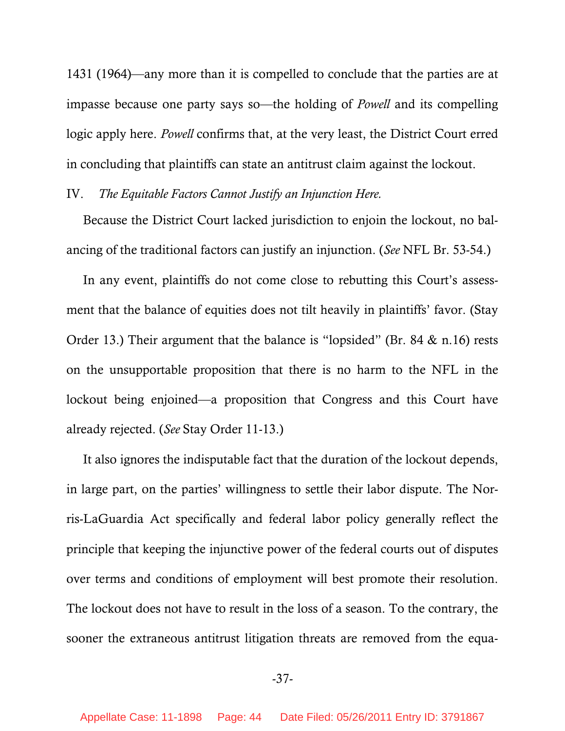1431 (1964)—any more than it is compelled to conclude that the parties are at impasse because one party says so—the holding of *Powell* and its compelling logic apply here. *Powell* confirms that, at the very least, the District Court erred in concluding that plaintiffs can state an antitrust claim against the lockout.

IV. *The Equitable Factors Cannot Justify an Injunction Here.*

Because the District Court lacked jurisdiction to enjoin the lockout, no balancing of the traditional factors can justify an injunction. (*See* NFL Br. 53-54.)

In any event, plaintiffs do not come close to rebutting this Court's assessment that the balance of equities does not tilt heavily in plaintiffs' favor. (Stay Order 13.) Their argument that the balance is "lopsided" (Br. 84 & n.16) rests on the unsupportable proposition that there is no harm to the NFL in the lockout being enjoined—a proposition that Congress and this Court have already rejected. (*See* Stay Order 11-13.)

It also ignores the indisputable fact that the duration of the lockout depends, in large part, on the parties' willingness to settle their labor dispute. The Norris-LaGuardia Act specifically and federal labor policy generally reflect the principle that keeping the injunctive power of the federal courts out of disputes over terms and conditions of employment will best promote their resolution. The lockout does not have to result in the loss of a season. To the contrary, the sooner the extraneous antitrust litigation threats are removed from the equa-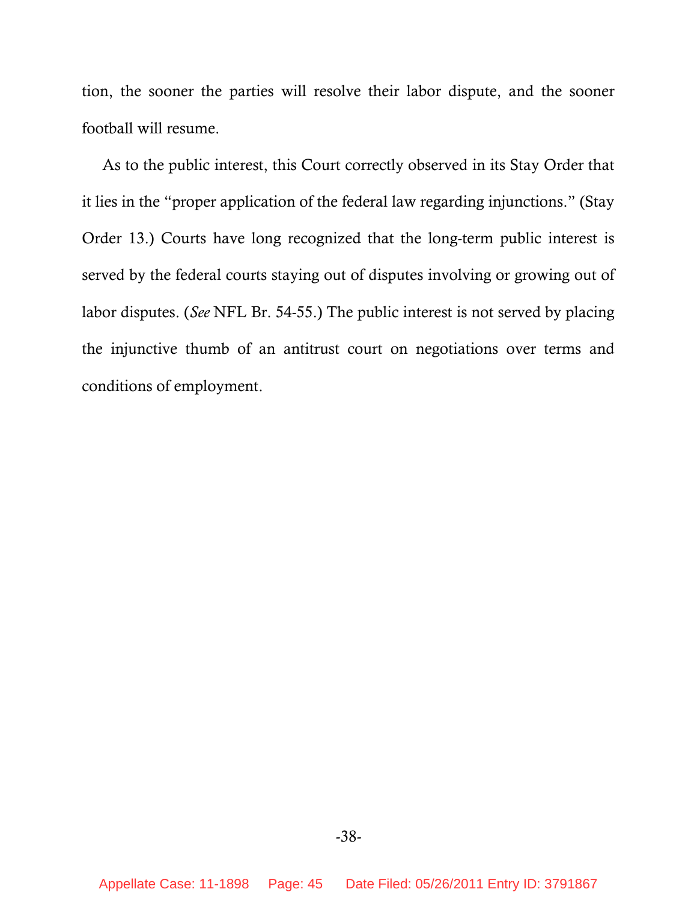tion, the sooner the parties will resolve their labor dispute, and the sooner football will resume.

As to the public interest, this Court correctly observed in its Stay Order that it lies in the "proper application of the federal law regarding injunctions." (Stay Order 13.) Courts have long recognized that the long-term public interest is served by the federal courts staying out of disputes involving or growing out of labor disputes. (*See* NFL Br. 54-55.) The public interest is not served by placing the injunctive thumb of an antitrust court on negotiations over terms and conditions of employment.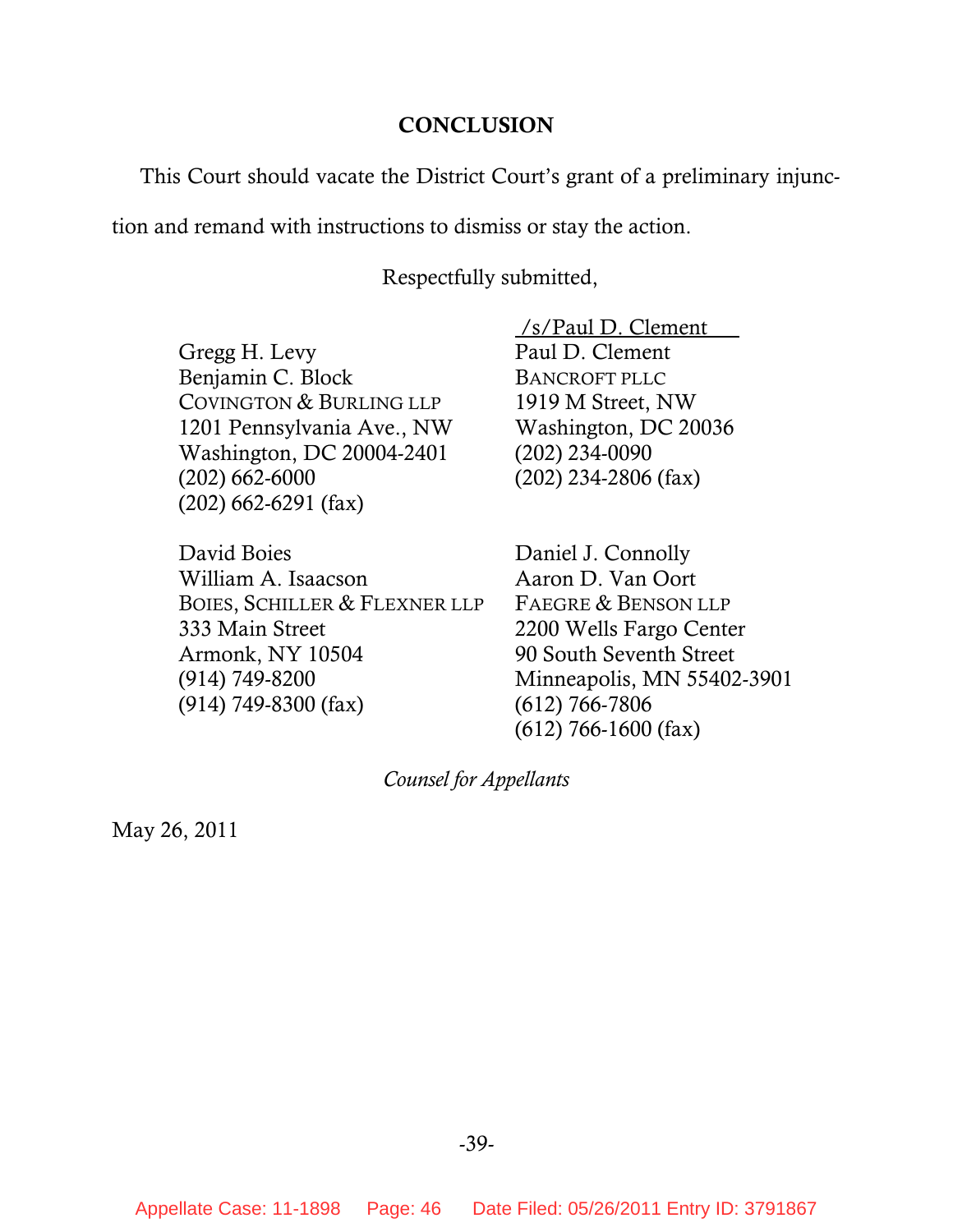## CONCLUSION

This Court should vacate the District Court's grant of a preliminary injunction and remand with instructions to dismiss or stay the action.

Respectfully submitted,

/s/Paul D. Clement
Paul D. Clement
BANCROFT PLLC
1919 M Street, NW
Washington, DC 20036
(202) 234-0090
(202) 234-2806 (fax)

Gregg H. Levy
Benjamin C. Block
COVINGTON & BURLING LLP
1201 Pennsylvania Ave., NW
Washington, DC 20004-2401
(202) 662-6000
(202) 662-6291 (fax)

David Boies
William A. Isaacson
BOIES, SCHILLER & FLEXNER LLP
333 Main Street
Armonk, NY 10504
(914) 749-8200
(914) 749-8300 (fax)

Daniel J. Connolly
Aaron D. Van Oort
FAEGRE & BENSON LLP
2200 Wells Fargo Center
90 South Seventh Street
Minneapolis, MN 55402-3901
(612) 766-7806
(612) 766-1600 (fax)

*Counsel for Appellants*

May 26, 2011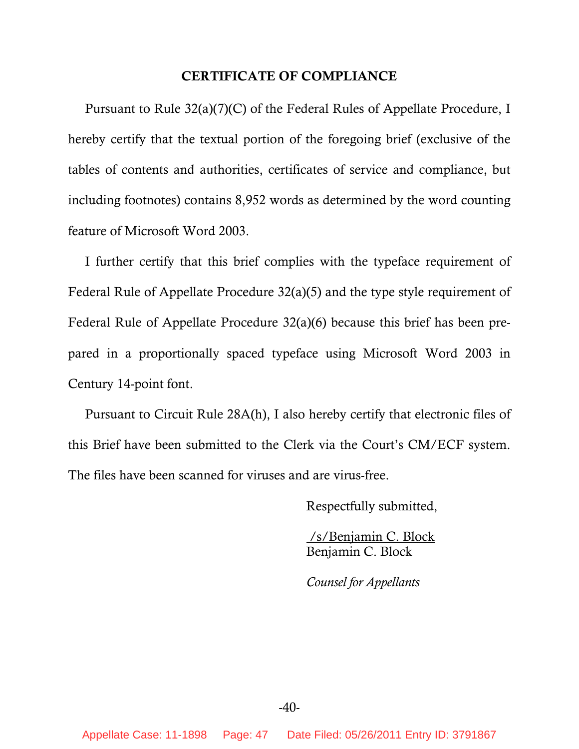# CERTIFICATE OF COMPLIANCE

Pursuant to Rule 32(a)(7)(C) of the Federal Rules of Appellate Procedure, I hereby certify that the textual portion of the foregoing brief (exclusive of the tables of contents and authorities, certificates of service and compliance, but including footnotes) contains 8,952 words as determined by the word counting feature of Microsoft Word 2003.

I further certify that this brief complies with the typeface requirement of Federal Rule of Appellate Procedure 32(a)(5) and the type style requirement of Federal Rule of Appellate Procedure 32(a)(6) because this brief has been prepared in a proportionally spaced typeface using Microsoft Word 2003 in Century 14-point font.

Pursuant to Circuit Rule 28A(h), I also hereby certify that electronic files of this Brief have been submitted to the Clerk via the Court's CM/ECF system. The files have been scanned for viruses and are virus-free.

Respectfully submitted,

/s/Benjamin C. Block
Benjamin C. Block

*Counsel for Appellants*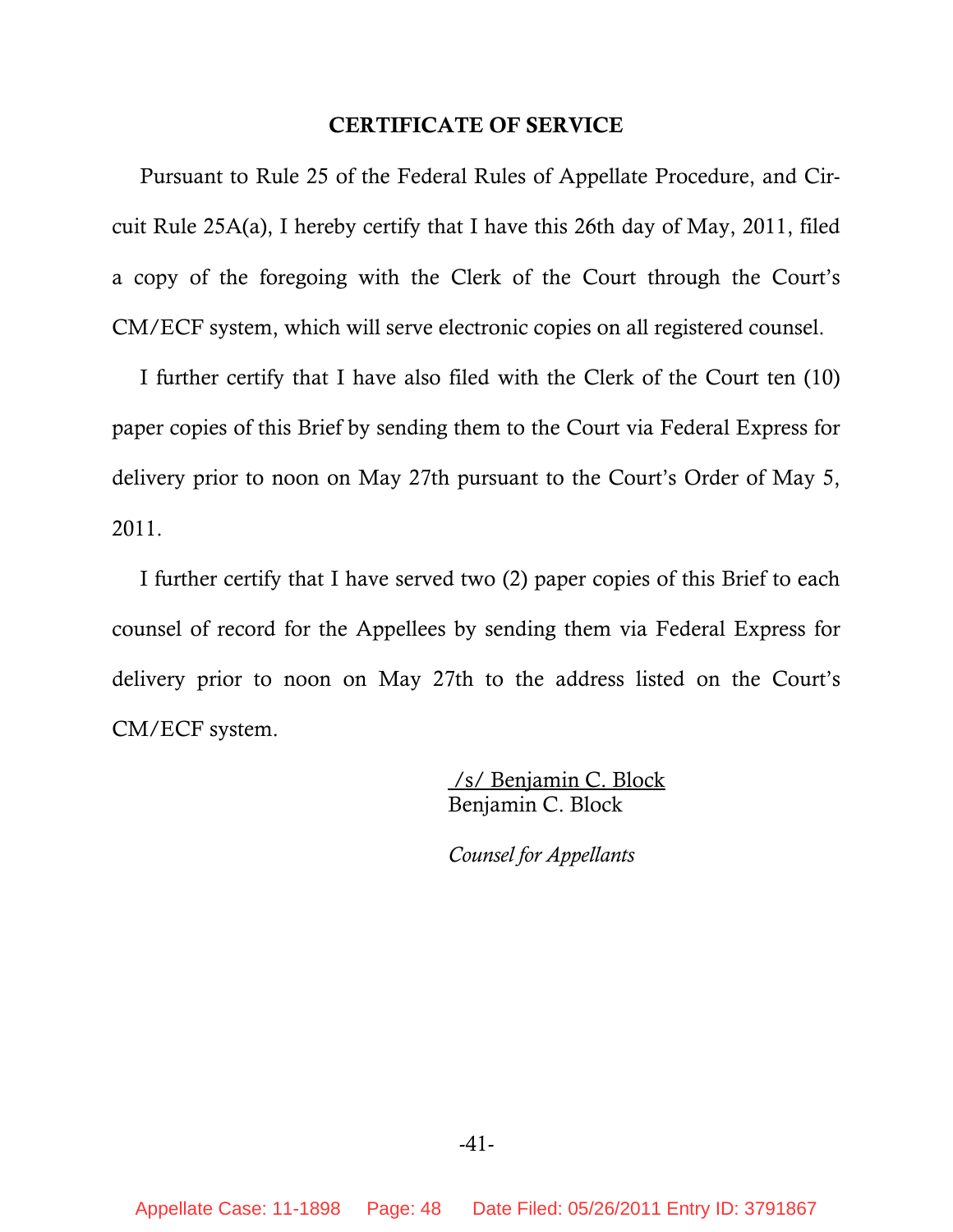## CERTIFICATE OF SERVICE

Pursuant to Rule 25 of the Federal Rules of Appellate Procedure, and Circuit Rule 25A(a), I hereby certify that I have this 26th day of May, 2011, filed a copy of the foregoing with the Clerk of the Court through the Court's CM/ECF system, which will serve electronic copies on all registered counsel.

I further certify that I have also filed with the Clerk of the Court ten (10) paper copies of this Brief by sending them to the Court via Federal Express for delivery prior to noon on May 27th pursuant to the Court's Order of May 5, 2011.

I further certify that I have served two (2) paper copies of this Brief to each counsel of record for the Appellees by sending them via Federal Express for delivery prior to noon on May 27th to the address listed on the Court's CM/ECF system.

/s/ Benjamin C. Block
Benjamin C. Block

*Counsel for Appellants*